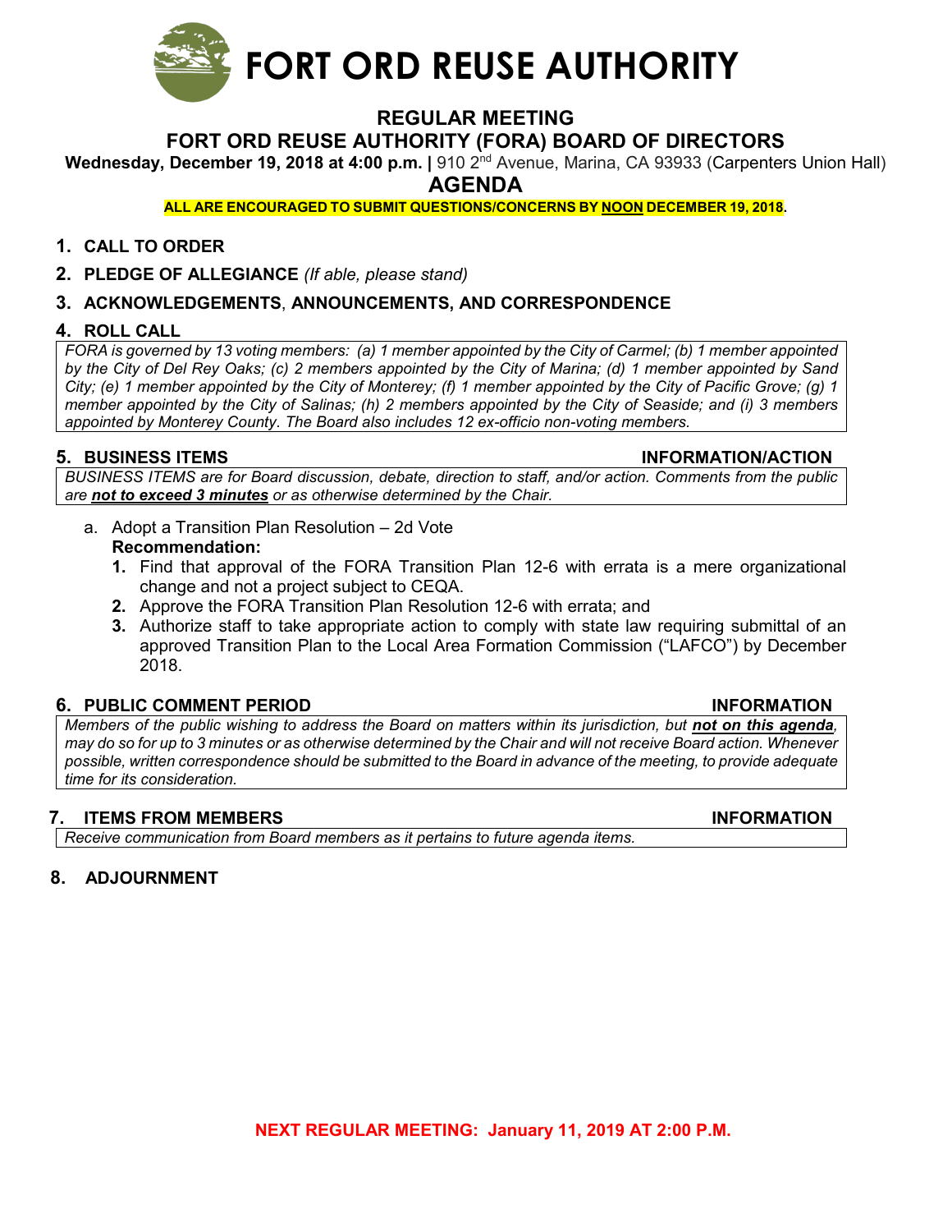# FORT ORD REUSE AUTHORITY

## REGULAR MEETING
## FORT ORD REUSE AUTHORITY (FORA) BOARD OF DIRECTORS

**Wednesday, December 19, 2018 at 4:00 p.m. |** 910 2nd Avenue, Marina, CA 93933 (Carpenters Union Hall)

## AGENDA

**ALL ARE ENCOURAGED TO SUBMIT QUESTIONS/CONCERNS BY NOON DECEMBER 19, 2018.**

1. **CALL TO ORDER**
2. **PLEDGE OF ALLEGIANCE** *(If able, please stand)*
3. **ACKNOWLEDGEMENTS, ANNOUNCEMENTS, AND CORRESPONDENCE**
4. **ROLL CALL**

*FORA is governed by 13 voting members: (a) 1 member appointed by the City of Carmel; (b) 1 member appointed by the City of Del Rey Oaks; (c) 2 members appointed by the City of Marina; (d) 1 member appointed by Sand City; (e) 1 member appointed by the City of Monterey; (f) 1 member appointed by the City of Pacific Grove; (g) 1 member appointed by the City of Salinas; (h) 2 members appointed by the City of Seaside; and (i) 3 members appointed by Monterey County. The Board also includes 12 ex-officio non-voting members.*

5. **BUSINESS ITEMS** — **INFORMATION/ACTION**

*BUSINESS ITEMS are for Board discussion, debate, direction to staff, and/or action. Comments from the public are **not to exceed 3 minutes** or as otherwise determined by the Chair.*

   a. Adopt a Transition Plan Resolution – 2d Vote
   **Recommendation:**
   1. Find that approval of the FORA Transition Plan 12-6 with errata is a mere organizational change and not a project subject to CEQA.
   2. Approve the FORA Transition Plan Resolution 12-6 with errata; and
   3. Authorize staff to take appropriate action to comply with state law requiring submittal of an approved Transition Plan to the Local Area Formation Commission ("LAFCO") by December 2018.

6. **PUBLIC COMMENT PERIOD** — **INFORMATION**

*Members of the public wishing to address the Board on matters within its jurisdiction, but **not on this agenda**, may do so for up to 3 minutes or as otherwise determined by the Chair and will not receive Board action. Whenever possible, written correspondence should be submitted to the Board in advance of the meeting, to provide adequate time for its consideration.*

7. **ITEMS FROM MEMBERS** — **INFORMATION**

*Receive communication from Board members as it pertains to future agenda items.*

8. **ADJOURNMENT**

**NEXT REGULAR MEETING: January 11, 2019 AT 2:00 P.M.**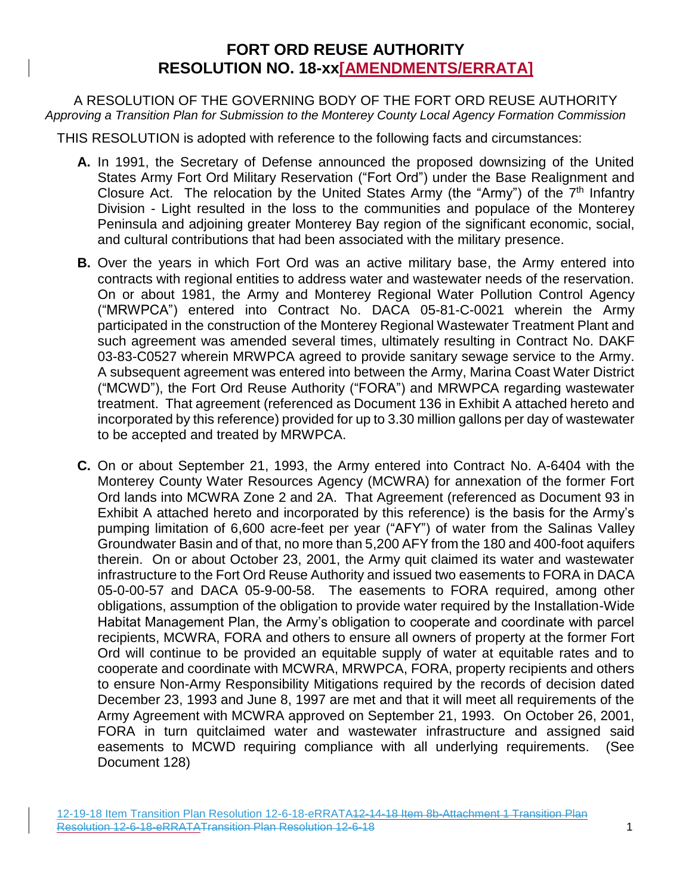# FORT ORD REUSE AUTHORITY
# RESOLUTION NO. 18-xx[AMENDMENTS/ERRATA]

A RESOLUTION OF THE GOVERNING BODY OF THE FORT ORD REUSE AUTHORITY
*Approving a Transition Plan for Submission to the Monterey County Local Agency Formation Commission*

THIS RESOLUTION is adopted with reference to the following facts and circumstances:

**A.** In 1991, the Secretary of Defense announced the proposed downsizing of the United States Army Fort Ord Military Reservation ("Fort Ord") under the Base Realignment and Closure Act. The relocation by the United States Army (the "Army") of the 7th Infantry Division - Light resulted in the loss to the communities and populace of the Monterey Peninsula and adjoining greater Monterey Bay region of the significant economic, social, and cultural contributions that had been associated with the military presence.

**B.** Over the years in which Fort Ord was an active military base, the Army entered into contracts with regional entities to address water and wastewater needs of the reservation. On or about 1981, the Army and Monterey Regional Water Pollution Control Agency ("MRWPCA") entered into Contract No. DACA 05-81-C-0021 wherein the Army participated in the construction of the Monterey Regional Wastewater Treatment Plant and such agreement was amended several times, ultimately resulting in Contract No. DAKF 03-83-C0527 wherein MRWPCA agreed to provide sanitary sewage service to the Army. A subsequent agreement was entered into between the Army, Marina Coast Water District ("MCWD"), the Fort Ord Reuse Authority ("FORA") and MRWPCA regarding wastewater treatment. That agreement (referenced as Document 136 in Exhibit A attached hereto and incorporated by this reference) provided for up to 3.30 million gallons per day of wastewater to be accepted and treated by MRWPCA.

**C.** On or about September 21, 1993, the Army entered into Contract No. A-6404 with the Monterey County Water Resources Agency (MCWRA) for annexation of the former Fort Ord lands into MCWRA Zone 2 and 2A. That Agreement (referenced as Document 93 in Exhibit A attached hereto and incorporated by this reference) is the basis for the Army's pumping limitation of 6,600 acre-feet per year ("AFY") of water from the Salinas Valley Groundwater Basin and of that, no more than 5,200 AFY from the 180 and 400-foot aquifers therein. On or about October 23, 2001, the Army quit claimed its water and wastewater infrastructure to the Fort Ord Reuse Authority and issued two easements to FORA in DACA 05-0-00-57 and DACA 05-9-00-58. The easements to FORA required, among other obligations, assumption of the obligation to provide water required by the Installation-Wide Habitat Management Plan, the Army's obligation to cooperate and coordinate with parcel recipients, MCWRA, FORA and others to ensure all owners of property at the former Fort Ord will continue to be provided an equitable supply of water at equitable rates and to cooperate and coordinate with MCWRA, MRWPCA, FORA, property recipients and others to ensure Non-Army Responsibility Mitigations required by the records of decision dated December 23, 1993 and June 8, 1997 are met and that it will meet all requirements of the Army Agreement with MCWRA approved on September 21, 1993. On October 26, 2001, FORA in turn quitclaimed water and wastewater infrastructure and assigned said easements to MCWD requiring compliance with all underlying requirements. (See Document 128)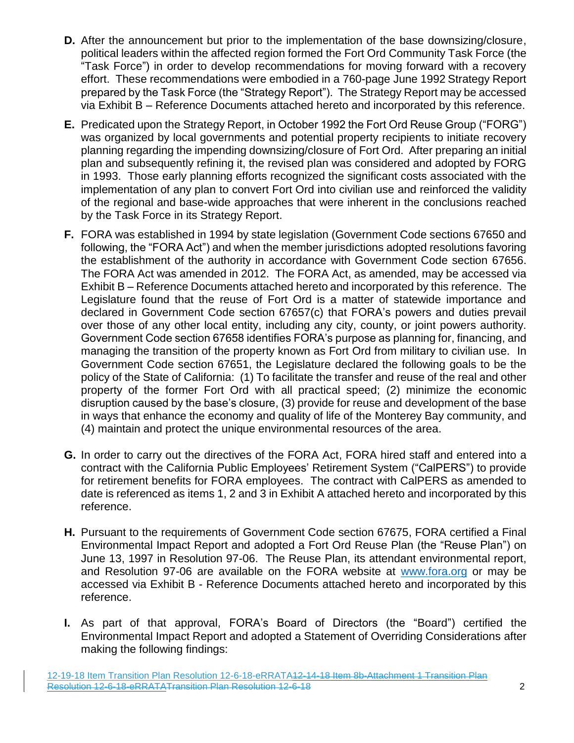**D.** After the announcement but prior to the implementation of the base downsizing/closure, political leaders within the affected region formed the Fort Ord Community Task Force (the "Task Force") in order to develop recommendations for moving forward with a recovery effort. These recommendations were embodied in a 760-page June 1992 Strategy Report prepared by the Task Force (the "Strategy Report"). The Strategy Report may be accessed via Exhibit B – Reference Documents attached hereto and incorporated by this reference.

**E.** Predicated upon the Strategy Report, in October 1992 the Fort Ord Reuse Group ("FORG") was organized by local governments and potential property recipients to initiate recovery planning regarding the impending downsizing/closure of Fort Ord. After preparing an initial plan and subsequently refining it, the revised plan was considered and adopted by FORG in 1993. Those early planning efforts recognized the significant costs associated with the implementation of any plan to convert Fort Ord into civilian use and reinforced the validity of the regional and base-wide approaches that were inherent in the conclusions reached by the Task Force in its Strategy Report.

**F.** FORA was established in 1994 by state legislation (Government Code sections 67650 and following, the "FORA Act") and when the member jurisdictions adopted resolutions favoring the establishment of the authority in accordance with Government Code section 67656. The FORA Act was amended in 2012. The FORA Act, as amended, may be accessed via Exhibit B – Reference Documents attached hereto and incorporated by this reference. The Legislature found that the reuse of Fort Ord is a matter of statewide importance and declared in Government Code section 67657(c) that FORA's powers and duties prevail over those of any other local entity, including any city, county, or joint powers authority. Government Code section 67658 identifies FORA's purpose as planning for, financing, and managing the transition of the property known as Fort Ord from military to civilian use. In Government Code section 67651, the Legislature declared the following goals to be the policy of the State of California: (1) To facilitate the transfer and reuse of the real and other property of the former Fort Ord with all practical speed; (2) minimize the economic disruption caused by the base's closure, (3) provide for reuse and development of the base in ways that enhance the economy and quality of life of the Monterey Bay community, and (4) maintain and protect the unique environmental resources of the area.

**G.** In order to carry out the directives of the FORA Act, FORA hired staff and entered into a contract with the California Public Employees' Retirement System ("CalPERS") to provide for retirement benefits for FORA employees. The contract with CalPERS as amended to date is referenced as items 1, 2 and 3 in Exhibit A attached hereto and incorporated by this reference.

**H.** Pursuant to the requirements of Government Code section 67675, FORA certified a Final Environmental Impact Report and adopted a Fort Ord Reuse Plan (the "Reuse Plan") on June 13, 1997 in Resolution 97-06. The Reuse Plan, its attendant environmental report, and Resolution 97-06 are available on the FORA website at www.fora.org or may be accessed via Exhibit B - Reference Documents attached hereto and incorporated by this reference.

**I.** As part of that approval, FORA's Board of Directors (the "Board") certified the Environmental Impact Report and adopted a Statement of Overriding Considerations after making the following findings: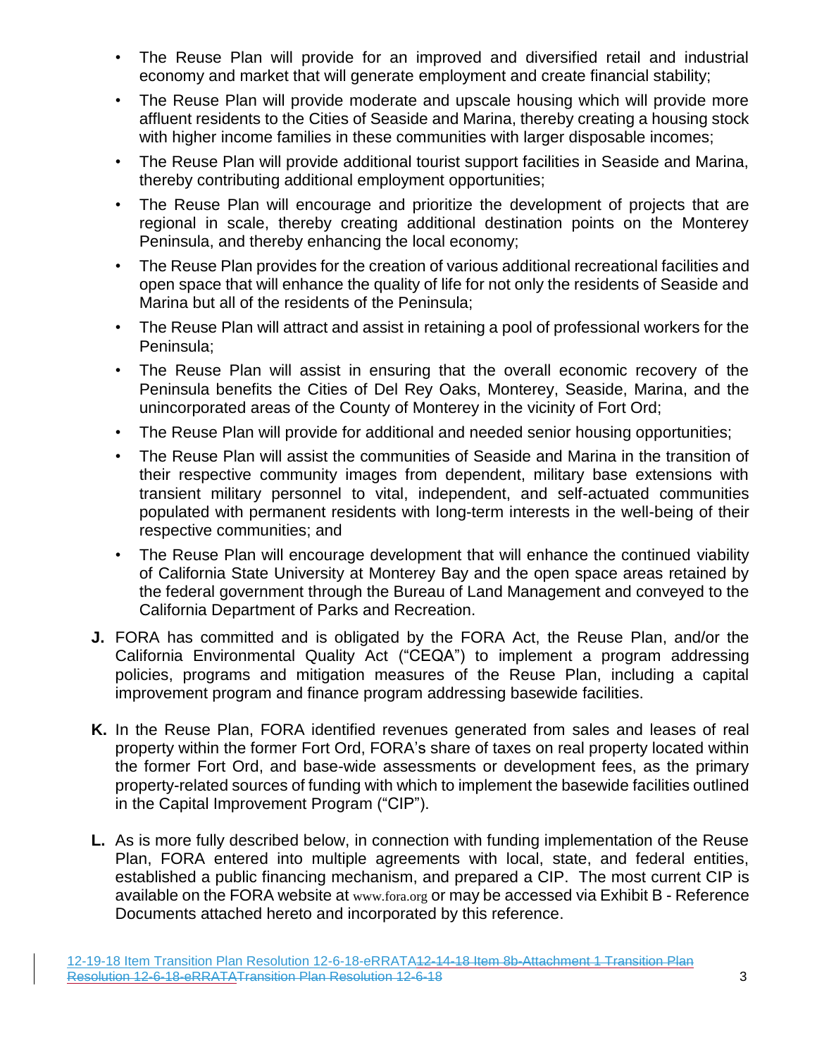- The Reuse Plan will provide for an improved and diversified retail and industrial economy and market that will generate employment and create financial stability;
- The Reuse Plan will provide moderate and upscale housing which will provide more affluent residents to the Cities of Seaside and Marina, thereby creating a housing stock with higher income families in these communities with larger disposable incomes;
- The Reuse Plan will provide additional tourist support facilities in Seaside and Marina, thereby contributing additional employment opportunities;
- The Reuse Plan will encourage and prioritize the development of projects that are regional in scale, thereby creating additional destination points on the Monterey Peninsula, and thereby enhancing the local economy;
- The Reuse Plan provides for the creation of various additional recreational facilities and open space that will enhance the quality of life for not only the residents of Seaside and Marina but all of the residents of the Peninsula;
- The Reuse Plan will attract and assist in retaining a pool of professional workers for the Peninsula;
- The Reuse Plan will assist in ensuring that the overall economic recovery of the Peninsula benefits the Cities of Del Rey Oaks, Monterey, Seaside, Marina, and the unincorporated areas of the County of Monterey in the vicinity of Fort Ord;
- The Reuse Plan will provide for additional and needed senior housing opportunities;
- The Reuse Plan will assist the communities of Seaside and Marina in the transition of their respective community images from dependent, military base extensions with transient military personnel to vital, independent, and self-actuated communities populated with permanent residents with long-term interests in the well-being of their respective communities; and
- The Reuse Plan will encourage development that will enhance the continued viability of California State University at Monterey Bay and the open space areas retained by the federal government through the Bureau of Land Management and conveyed to the California Department of Parks and Recreation.

**J.** FORA has committed and is obligated by the FORA Act, the Reuse Plan, and/or the California Environmental Quality Act ("CEQA") to implement a program addressing policies, programs and mitigation measures of the Reuse Plan, including a capital improvement program and finance program addressing basewide facilities.

**K.** In the Reuse Plan, FORA identified revenues generated from sales and leases of real property within the former Fort Ord, FORA's share of taxes on real property located within the former Fort Ord, and base-wide assessments or development fees, as the primary property-related sources of funding with which to implement the basewide facilities outlined in the Capital Improvement Program ("CIP").

**L.** As is more fully described below, in connection with funding implementation of the Reuse Plan, FORA entered into multiple agreements with local, state, and federal entities, established a public financing mechanism, and prepared a CIP. The most current CIP is available on the FORA website at www.fora.org or may be accessed via Exhibit B - Reference Documents attached hereto and incorporated by this reference.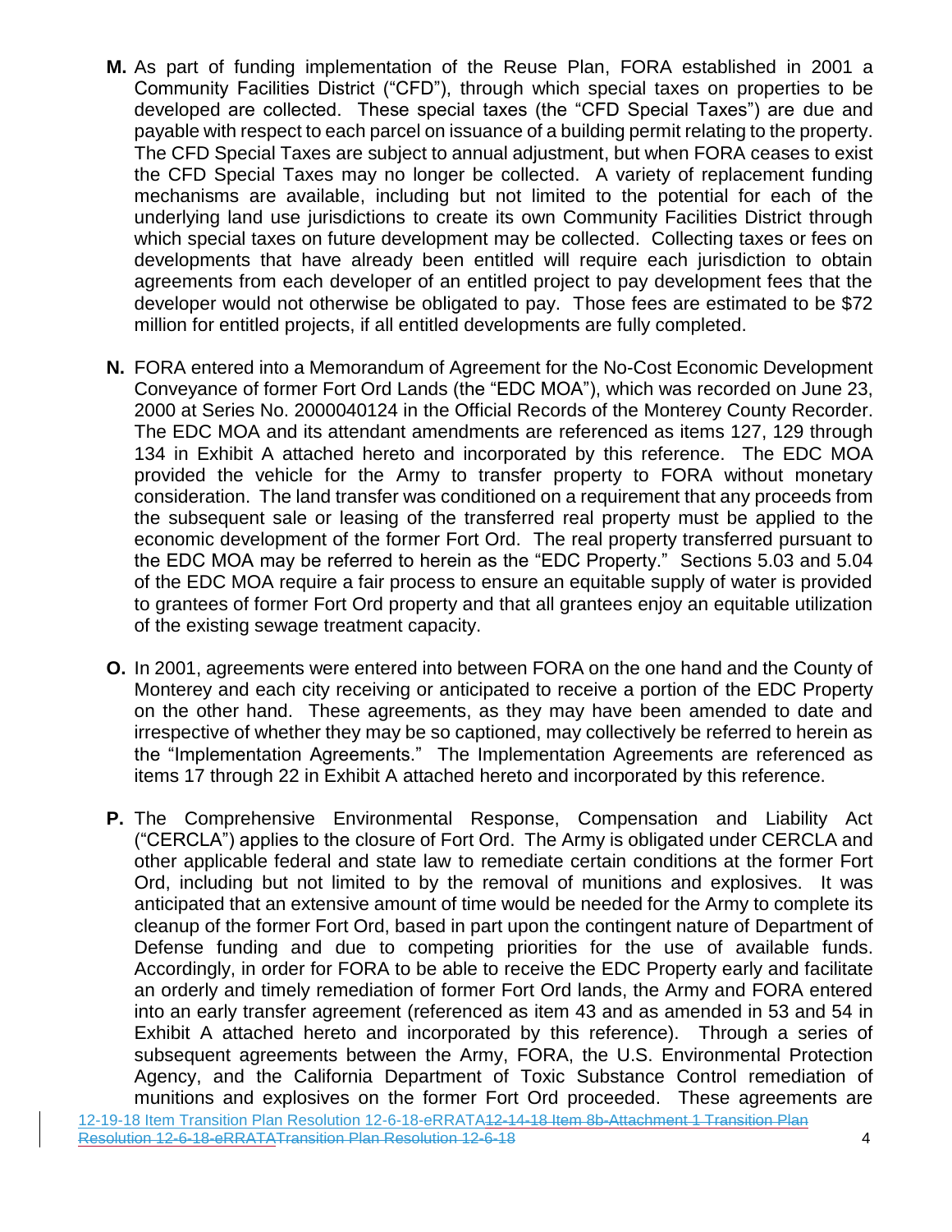**M.** As part of funding implementation of the Reuse Plan, FORA established in 2001 a Community Facilities District ("CFD"), through which special taxes on properties to be developed are collected. These special taxes (the "CFD Special Taxes") are due and payable with respect to each parcel on issuance of a building permit relating to the property. The CFD Special Taxes are subject to annual adjustment, but when FORA ceases to exist the CFD Special Taxes may no longer be collected. A variety of replacement funding mechanisms are available, including but not limited to the potential for each of the underlying land use jurisdictions to create its own Community Facilities District through which special taxes on future development may be collected. Collecting taxes or fees on developments that have already been entitled will require each jurisdiction to obtain agreements from each developer of an entitled project to pay development fees that the developer would not otherwise be obligated to pay. Those fees are estimated to be $72 million for entitled projects, if all entitled developments are fully completed.

**N.** FORA entered into a Memorandum of Agreement for the No-Cost Economic Development Conveyance of former Fort Ord Lands (the "EDC MOA"), which was recorded on June 23, 2000 at Series No. 2000040124 in the Official Records of the Monterey County Recorder. The EDC MOA and its attendant amendments are referenced as items 127, 129 through 134 in Exhibit A attached hereto and incorporated by this reference. The EDC MOA provided the vehicle for the Army to transfer property to FORA without monetary consideration. The land transfer was conditioned on a requirement that any proceeds from the subsequent sale or leasing of the transferred real property must be applied to the economic development of the former Fort Ord. The real property transferred pursuant to the EDC MOA may be referred to herein as the "EDC Property." Sections 5.03 and 5.04 of the EDC MOA require a fair process to ensure an equitable supply of water is provided to grantees of former Fort Ord property and that all grantees enjoy an equitable utilization of the existing sewage treatment capacity.

**O.** In 2001, agreements were entered into between FORA on the one hand and the County of Monterey and each city receiving or anticipated to receive a portion of the EDC Property on the other hand. These agreements, as they may have been amended to date and irrespective of whether they may be so captioned, may collectively be referred to herein as the "Implementation Agreements." The Implementation Agreements are referenced as items 17 through 22 in Exhibit A attached hereto and incorporated by this reference.

**P.** The Comprehensive Environmental Response, Compensation and Liability Act ("CERCLA") applies to the closure of Fort Ord. The Army is obligated under CERCLA and other applicable federal and state law to remediate certain conditions at the former Fort Ord, including but not limited to by the removal of munitions and explosives. It was anticipated that an extensive amount of time would be needed for the Army to complete its cleanup of the former Fort Ord, based in part upon the contingent nature of Department of Defense funding and due to competing priorities for the use of available funds. Accordingly, in order for FORA to be able to receive the EDC Property early and facilitate an orderly and timely remediation of former Fort Ord lands, the Army and FORA entered into an early transfer agreement (referenced as item 43 and as amended in 53 and 54 in Exhibit A attached hereto and incorporated by this reference). Through a series of subsequent agreements between the Army, FORA, the U.S. Environmental Protection Agency, and the California Department of Toxic Substance Control remediation of munitions and explosives on the former Fort Ord proceeded. These agreements are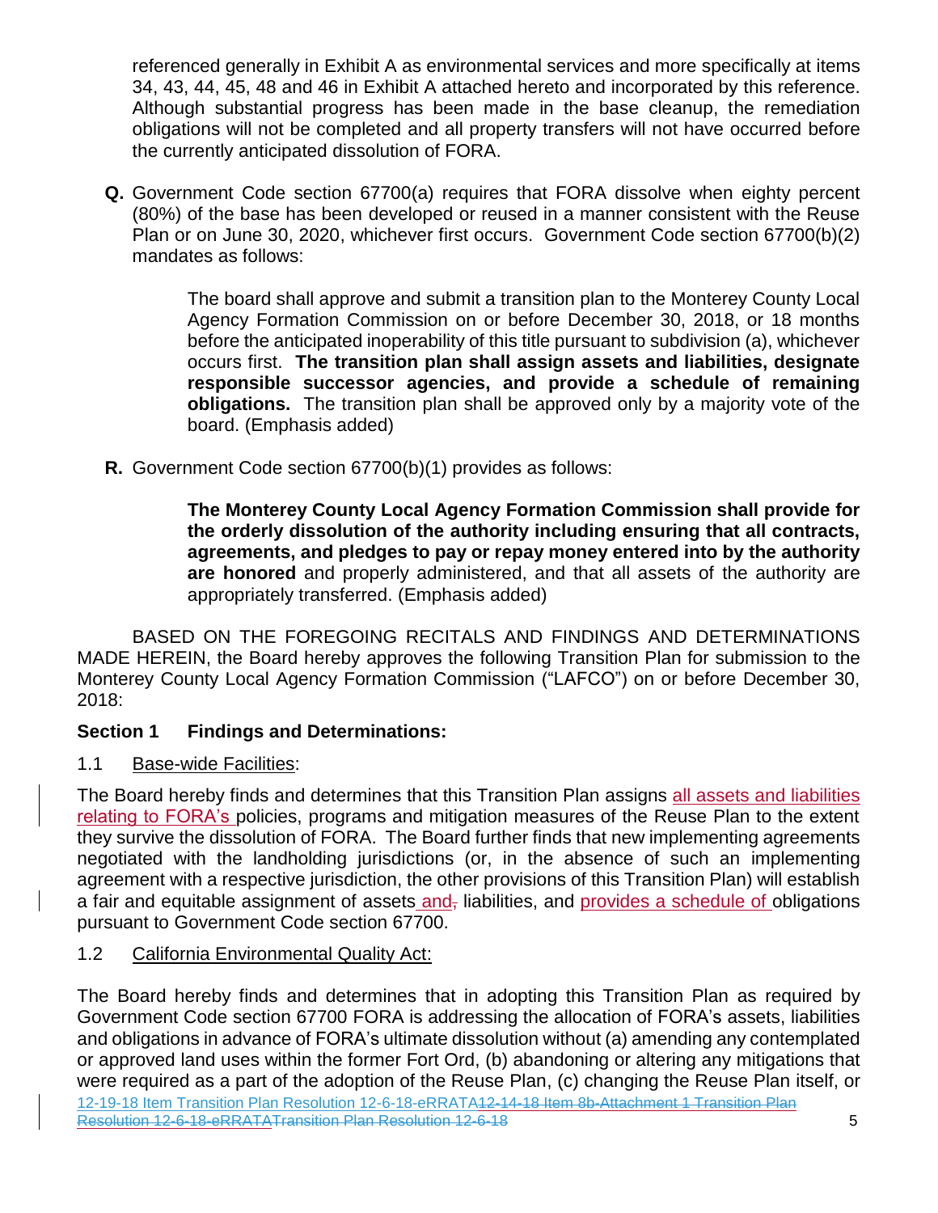referenced generally in Exhibit A as environmental services and more specifically at items 34, 43, 44, 45, 48 and 46 in Exhibit A attached hereto and incorporated by this reference. Although substantial progress has been made in the base cleanup, the remediation obligations will not be completed and all property transfers will not have occurred before the currently anticipated dissolution of FORA.

**Q.** Government Code section 67700(a) requires that FORA dissolve when eighty percent (80%) of the base has been developed or reused in a manner consistent with the Reuse Plan or on June 30, 2020, whichever first occurs. Government Code section 67700(b)(2) mandates as follows:

> The board shall approve and submit a transition plan to the Monterey County Local Agency Formation Commission on or before December 30, 2018, or 18 months before the anticipated inoperability of this title pursuant to subdivision (a), whichever occurs first. **The transition plan shall assign assets and liabilities, designate responsible successor agencies, and provide a schedule of remaining obligations.** The transition plan shall be approved only by a majority vote of the board. (Emphasis added)

**R.** Government Code section 67700(b)(1) provides as follows:

> **The Monterey County Local Agency Formation Commission shall provide for the orderly dissolution of the authority including ensuring that all contracts, agreements, and pledges to pay or repay money entered into by the authority are honored** and properly administered, and that all assets of the authority are appropriately transferred. (Emphasis added)

BASED ON THE FOREGOING RECITALS AND FINDINGS AND DETERMINATIONS MADE HEREIN, the Board hereby approves the following Transition Plan for submission to the Monterey County Local Agency Formation Commission ("LAFCO") on or before December 30, 2018:

## Section 1 Findings and Determinations:

1.1 Base-wide Facilities:

The Board hereby finds and determines that this Transition Plan assigns all assets and liabilities relating to FORA's policies, programs and mitigation measures of the Reuse Plan to the extent they survive the dissolution of FORA. The Board further finds that new implementing agreements negotiated with the landholding jurisdictions (or, in the absence of such an implementing agreement with a respective jurisdiction, the other provisions of this Transition Plan) will establish a fair and equitable assignment of assets and, liabilities, and provides a schedule of obligations pursuant to Government Code section 67700.

1.2 California Environmental Quality Act:

The Board hereby finds and determines that in adopting this Transition Plan as required by Government Code section 67700 FORA is addressing the allocation of FORA's assets, liabilities and obligations in advance of FORA's ultimate dissolution without (a) amending any contemplated or approved land uses within the former Fort Ord, (b) abandoning or altering any mitigations that were required as a part of the adoption of the Reuse Plan, (c) changing the Reuse Plan itself, or

12-19-18 Item Transition Plan Resolution 12-6-18-eRRATA12-14-18 Item 8b-Attachment 1 Transition Plan Resolution 12-6-18-eRRATATransition Plan Resolution 12-6-18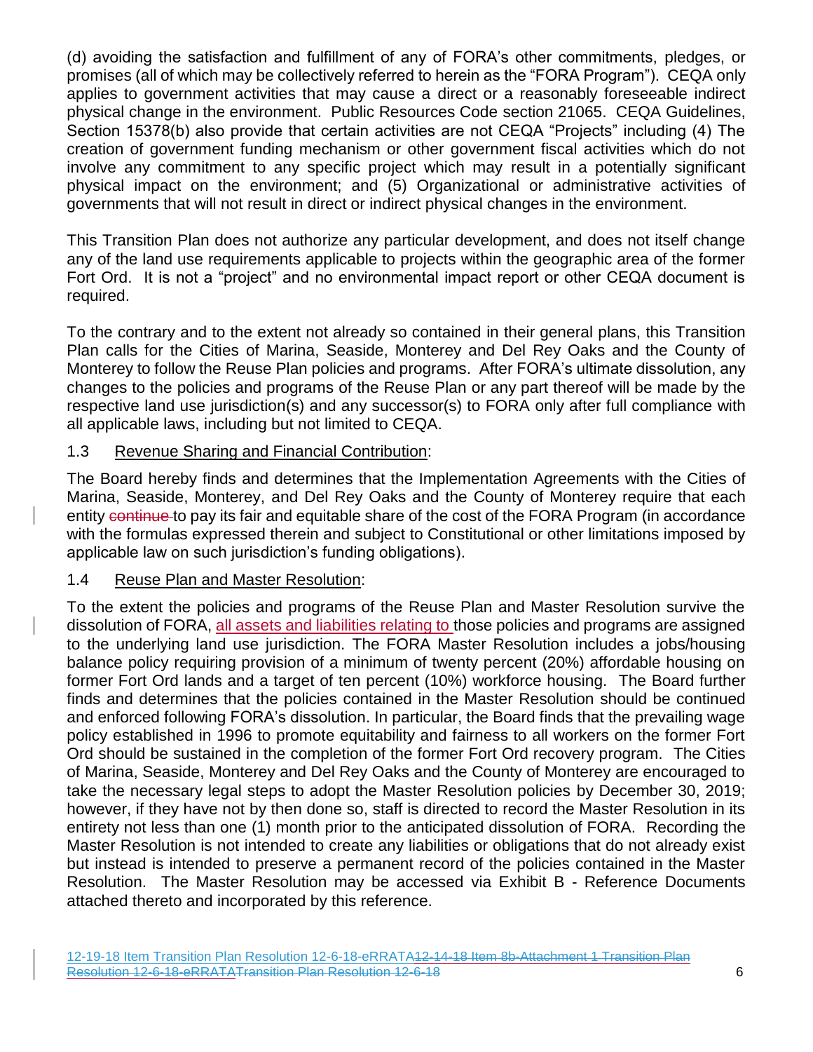(d) avoiding the satisfaction and fulfillment of any of FORA's other commitments, pledges, or promises (all of which may be collectively referred to herein as the "FORA Program"). CEQA only applies to government activities that may cause a direct or a reasonably foreseeable indirect physical change in the environment. Public Resources Code section 21065. CEQA Guidelines, Section 15378(b) also provide that certain activities are not CEQA "Projects" including (4) The creation of government funding mechanism or other government fiscal activities which do not involve any commitment to any specific project which may result in a potentially significant physical impact on the environment; and (5) Organizational or administrative activities of governments that will not result in direct or indirect physical changes in the environment.

This Transition Plan does not authorize any particular development, and does not itself change any of the land use requirements applicable to projects within the geographic area of the former Fort Ord. It is not a "project" and no environmental impact report or other CEQA document is required.

To the contrary and to the extent not already so contained in their general plans, this Transition Plan calls for the Cities of Marina, Seaside, Monterey and Del Rey Oaks and the County of Monterey to follow the Reuse Plan policies and programs. After FORA's ultimate dissolution, any changes to the policies and programs of the Reuse Plan or any part thereof will be made by the respective land use jurisdiction(s) and any successor(s) to FORA only after full compliance with all applicable laws, including but not limited to CEQA.

1.3 Revenue Sharing and Financial Contribution:

The Board hereby finds and determines that the Implementation Agreements with the Cities of Marina, Seaside, Monterey, and Del Rey Oaks and the County of Monterey require that each entity ~~continue~~ to pay its fair and equitable share of the cost of the FORA Program (in accordance with the formulas expressed therein and subject to Constitutional or other limitations imposed by applicable law on such jurisdiction's funding obligations).

1.4 Reuse Plan and Master Resolution:

To the extent the policies and programs of the Reuse Plan and Master Resolution survive the dissolution of FORA, all assets and liabilities relating to those policies and programs are assigned to the underlying land use jurisdiction. The FORA Master Resolution includes a jobs/housing balance policy requiring provision of a minimum of twenty percent (20%) affordable housing on former Fort Ord lands and a target of ten percent (10%) workforce housing. The Board further finds and determines that the policies contained in the Master Resolution should be continued and enforced following FORA's dissolution. In particular, the Board finds that the prevailing wage policy established in 1996 to promote equitability and fairness to all workers on the former Fort Ord should be sustained in the completion of the former Fort Ord recovery program. The Cities of Marina, Seaside, Monterey and Del Rey Oaks and the County of Monterey are encouraged to take the necessary legal steps to adopt the Master Resolution policies by December 30, 2019; however, if they have not by then done so, staff is directed to record the Master Resolution in its entirety not less than one (1) month prior to the anticipated dissolution of FORA. Recording the Master Resolution is not intended to create any liabilities or obligations that do not already exist but instead is intended to preserve a permanent record of the policies contained in the Master Resolution. The Master Resolution may be accessed via Exhibit B - Reference Documents attached thereto and incorporated by this reference.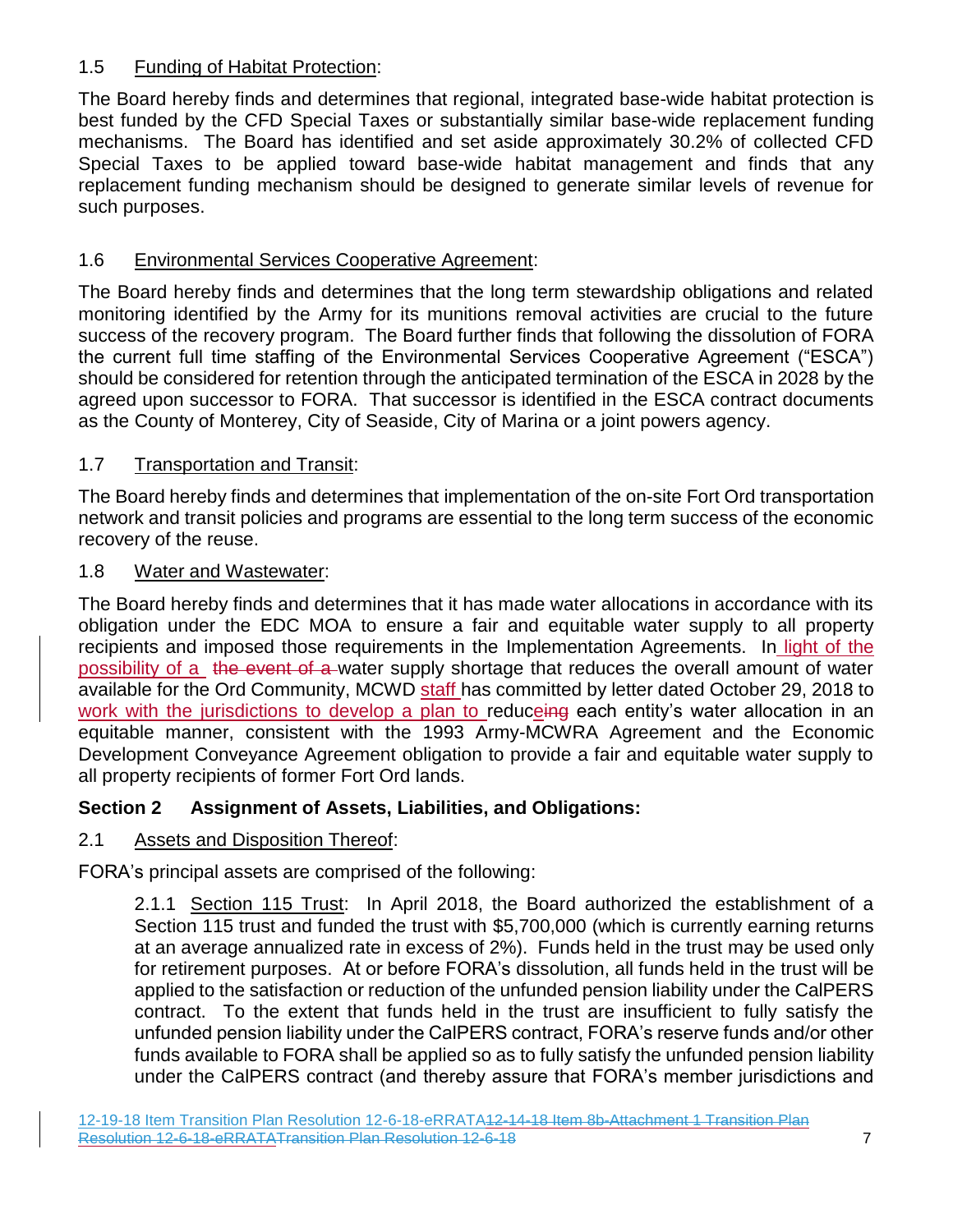1.5 Funding of Habitat Protection:

The Board hereby finds and determines that regional, integrated base-wide habitat protection is best funded by the CFD Special Taxes or substantially similar base-wide replacement funding mechanisms. The Board has identified and set aside approximately 30.2% of collected CFD Special Taxes to be applied toward base-wide habitat management and finds that any replacement funding mechanism should be designed to generate similar levels of revenue for such purposes.

1.6 Environmental Services Cooperative Agreement:

The Board hereby finds and determines that the long term stewardship obligations and related monitoring identified by the Army for its munitions removal activities are crucial to the future success of the recovery program. The Board further finds that following the dissolution of FORA the current full time staffing of the Environmental Services Cooperative Agreement ("ESCA") should be considered for retention through the anticipated termination of the ESCA in 2028 by the agreed upon successor to FORA. That successor is identified in the ESCA contract documents as the County of Monterey, City of Seaside, City of Marina or a joint powers agency.

1.7 Transportation and Transit:

The Board hereby finds and determines that implementation of the on-site Fort Ord transportation network and transit policies and programs are essential to the long term success of the economic recovery of the reuse.

1.8 Water and Wastewater:

The Board hereby finds and determines that it has made water allocations in accordance with its obligation under the EDC MOA to ensure a fair and equitable water supply to all property recipients and imposed those requirements in the Implementation Agreements. In light of the possibility of a ~~the event of a~~ water supply shortage that reduces the overall amount of water available for the Ord Community, MCWD staff has committed by letter dated October 29, 2018 to work with the jurisdictions to develop a plan to reduce~~ing~~ each entity's water allocation in an equitable manner, consistent with the 1993 Army-MCWRA Agreement and the Economic Development Conveyance Agreement obligation to provide a fair and equitable water supply to all property recipients of former Fort Ord lands.

**Section 2 Assignment of Assets, Liabilities, and Obligations:**

2.1 Assets and Disposition Thereof:

FORA's principal assets are comprised of the following:

2.1.1 Section 115 Trust: In April 2018, the Board authorized the establishment of a Section 115 trust and funded the trust with $5,700,000 (which is currently earning returns at an average annualized rate in excess of 2%). Funds held in the trust may be used only for retirement purposes. At or before FORA's dissolution, all funds held in the trust will be applied to the satisfaction or reduction of the unfunded pension liability under the CalPERS contract. To the extent that funds held in the trust are insufficient to fully satisfy the unfunded pension liability under the CalPERS contract, FORA's reserve funds and/or other funds available to FORA shall be applied so as to fully satisfy the unfunded pension liability under the CalPERS contract (and thereby assure that FORA's member jurisdictions and

12-19-18 Item Transition Plan Resolution 12-6-18-eRRATA~~12-14-18 Item 8b-Attachment 1 Transition Plan Resolution 12-6-18-eRRATATransition Plan Resolution 12-6-18~~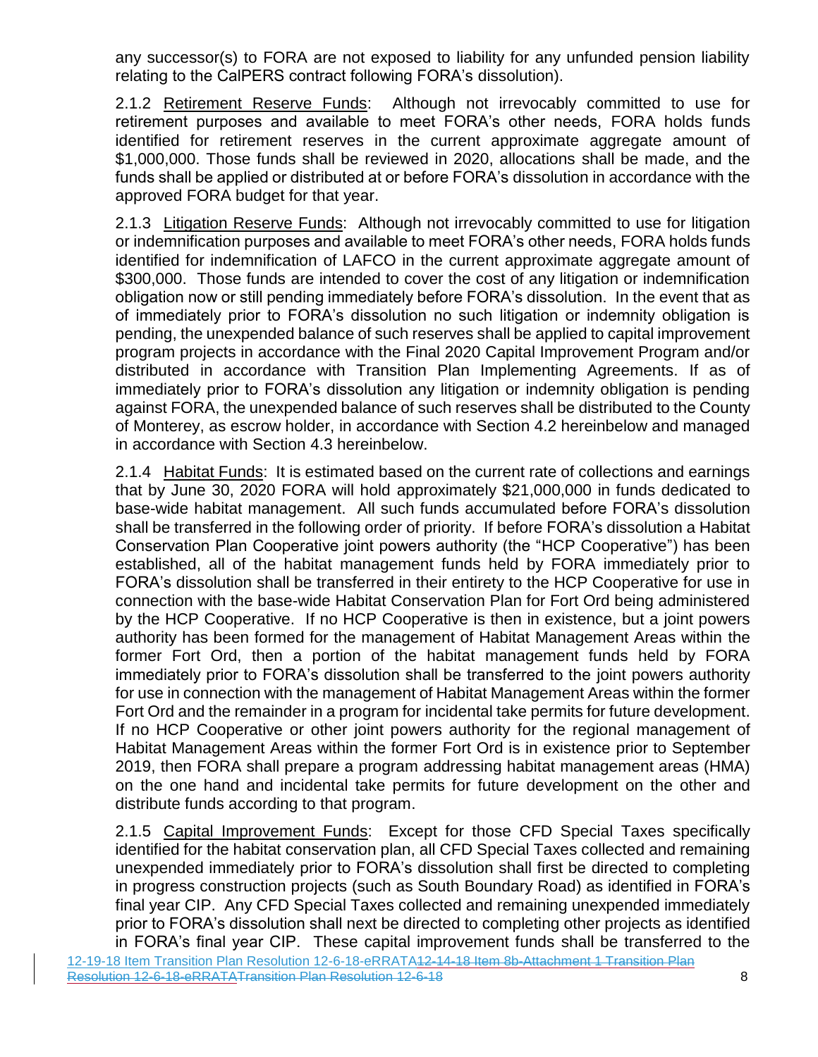any successor(s) to FORA are not exposed to liability for any unfunded pension liability relating to the CalPERS contract following FORA's dissolution).

2.1.2 Retirement Reserve Funds: Although not irrevocably committed to use for retirement purposes and available to meet FORA's other needs, FORA holds funds identified for retirement reserves in the current approximate aggregate amount of \$1,000,000. Those funds shall be reviewed in 2020, allocations shall be made, and the funds shall be applied or distributed at or before FORA's dissolution in accordance with the approved FORA budget for that year.

2.1.3 Litigation Reserve Funds: Although not irrevocably committed to use for litigation or indemnification purposes and available to meet FORA's other needs, FORA holds funds identified for indemnification of LAFCO in the current approximate aggregate amount of \$300,000. Those funds are intended to cover the cost of any litigation or indemnification obligation now or still pending immediately before FORA's dissolution. In the event that as of immediately prior to FORA's dissolution no such litigation or indemnity obligation is pending, the unexpended balance of such reserves shall be applied to capital improvement program projects in accordance with the Final 2020 Capital Improvement Program and/or distributed in accordance with Transition Plan Implementing Agreements. If as of immediately prior to FORA's dissolution any litigation or indemnity obligation is pending against FORA, the unexpended balance of such reserves shall be distributed to the County of Monterey, as escrow holder, in accordance with Section 4.2 hereinbelow and managed in accordance with Section 4.3 hereinbelow.

2.1.4 Habitat Funds: It is estimated based on the current rate of collections and earnings that by June 30, 2020 FORA will hold approximately \$21,000,000 in funds dedicated to base-wide habitat management. All such funds accumulated before FORA's dissolution shall be transferred in the following order of priority. If before FORA's dissolution a Habitat Conservation Plan Cooperative joint powers authority (the "HCP Cooperative") has been established, all of the habitat management funds held by FORA immediately prior to FORA's dissolution shall be transferred in their entirety to the HCP Cooperative for use in connection with the base-wide Habitat Conservation Plan for Fort Ord being administered by the HCP Cooperative. If no HCP Cooperative is then in existence, but a joint powers authority has been formed for the management of Habitat Management Areas within the former Fort Ord, then a portion of the habitat management funds held by FORA immediately prior to FORA's dissolution shall be transferred to the joint powers authority for use in connection with the management of Habitat Management Areas within the former Fort Ord and the remainder in a program for incidental take permits for future development. If no HCP Cooperative or other joint powers authority for the regional management of Habitat Management Areas within the former Fort Ord is in existence prior to September 2019, then FORA shall prepare a program addressing habitat management areas (HMA) on the one hand and incidental take permits for future development on the other and distribute funds according to that program.

2.1.5 Capital Improvement Funds: Except for those CFD Special Taxes specifically identified for the habitat conservation plan, all CFD Special Taxes collected and remaining unexpended immediately prior to FORA's dissolution shall first be directed to completing in progress construction projects (such as South Boundary Road) as identified in FORA's final year CIP. Any CFD Special Taxes collected and remaining unexpended immediately prior to FORA's dissolution shall next be directed to completing other projects as identified in FORA's final year CIP. These capital improvement funds shall be transferred to the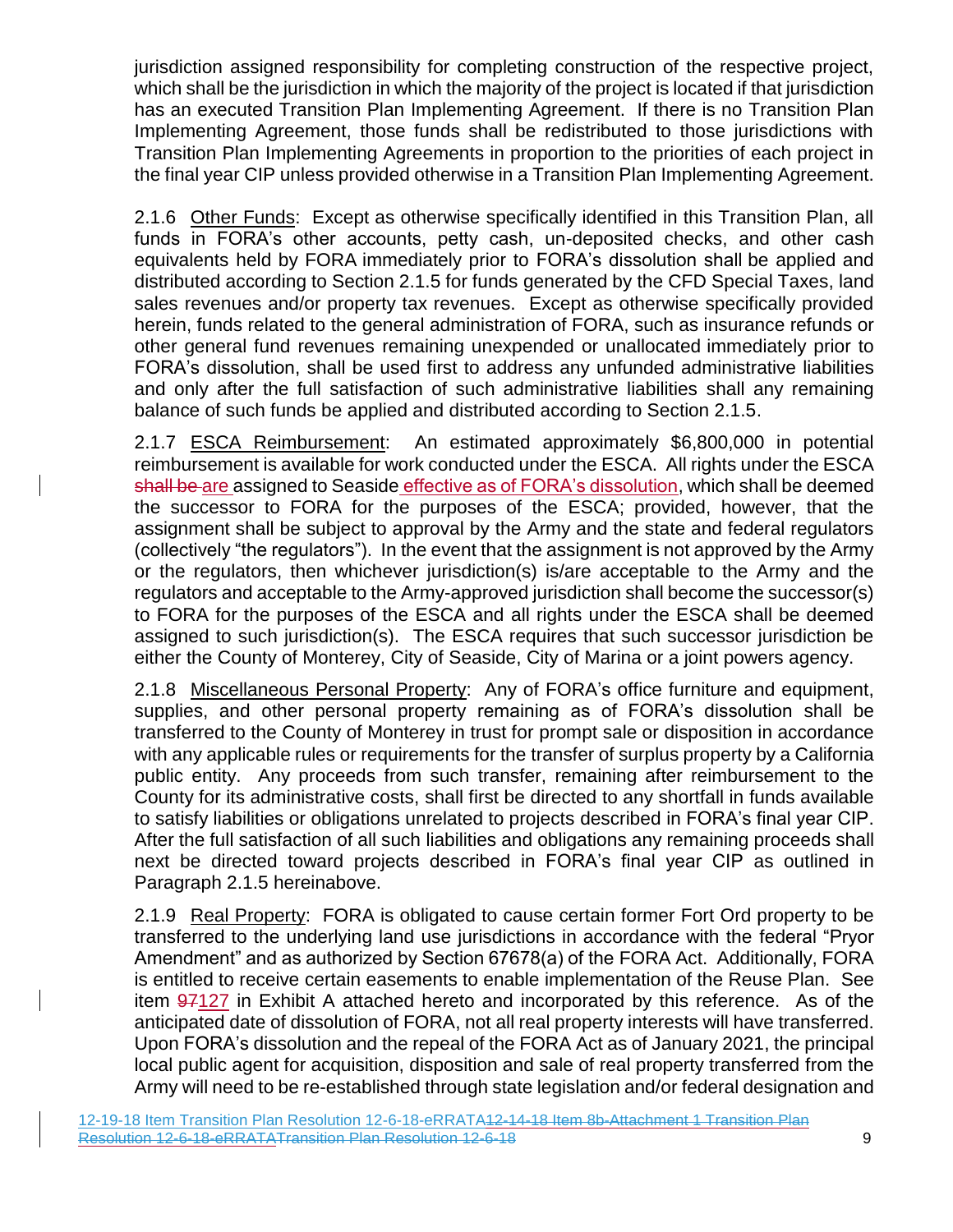jurisdiction assigned responsibility for completing construction of the respective project, which shall be the jurisdiction in which the majority of the project is located if that jurisdiction has an executed Transition Plan Implementing Agreement. If there is no Transition Plan Implementing Agreement, those funds shall be redistributed to those jurisdictions with Transition Plan Implementing Agreements in proportion to the priorities of each project in the final year CIP unless provided otherwise in a Transition Plan Implementing Agreement.

2.1.6 Other Funds: Except as otherwise specifically identified in this Transition Plan, all funds in FORA's other accounts, petty cash, un-deposited checks, and other cash equivalents held by FORA immediately prior to FORA's dissolution shall be applied and distributed according to Section 2.1.5 for funds generated by the CFD Special Taxes, land sales revenues and/or property tax revenues. Except as otherwise specifically provided herein, funds related to the general administration of FORA, such as insurance refunds or other general fund revenues remaining unexpended or unallocated immediately prior to FORA's dissolution, shall be used first to address any unfunded administrative liabilities and only after the full satisfaction of such administrative liabilities shall any remaining balance of such funds be applied and distributed according to Section 2.1.5.

2.1.7 ESCA Reimbursement: An estimated approximately $6,800,000 in potential reimbursement is available for work conducted under the ESCA. All rights under the ESCA ~~shall be~~ are assigned to Seaside effective as of FORA's dissolution, which shall be deemed the successor to FORA for the purposes of the ESCA; provided, however, that the assignment shall be subject to approval by the Army and the state and federal regulators (collectively "the regulators"). In the event that the assignment is not approved by the Army or the regulators, then whichever jurisdiction(s) is/are acceptable to the Army and the regulators and acceptable to the Army-approved jurisdiction shall become the successor(s) to FORA for the purposes of the ESCA and all rights under the ESCA shall be deemed assigned to such jurisdiction(s). The ESCA requires that such successor jurisdiction be either the County of Monterey, City of Seaside, City of Marina or a joint powers agency.

2.1.8 Miscellaneous Personal Property: Any of FORA's office furniture and equipment, supplies, and other personal property remaining as of FORA's dissolution shall be transferred to the County of Monterey in trust for prompt sale or disposition in accordance with any applicable rules or requirements for the transfer of surplus property by a California public entity. Any proceeds from such transfer, remaining after reimbursement to the County for its administrative costs, shall first be directed to any shortfall in funds available to satisfy liabilities or obligations unrelated to projects described in FORA's final year CIP. After the full satisfaction of all such liabilities and obligations any remaining proceeds shall next be directed toward projects described in FORA's final year CIP as outlined in Paragraph 2.1.5 hereinabove.

2.1.9 Real Property: FORA is obligated to cause certain former Fort Ord property to be transferred to the underlying land use jurisdictions in accordance with the federal "Pryor Amendment" and as authorized by Section 67678(a) of the FORA Act. Additionally, FORA is entitled to receive certain easements to enable implementation of the Reuse Plan. See item ~~97~~127 in Exhibit A attached hereto and incorporated by this reference. As of the anticipated date of dissolution of FORA, not all real property interests will have transferred. Upon FORA's dissolution and the repeal of the FORA Act as of January 2021, the principal local public agent for acquisition, disposition and sale of real property transferred from the Army will need to be re-established through state legislation and/or federal designation and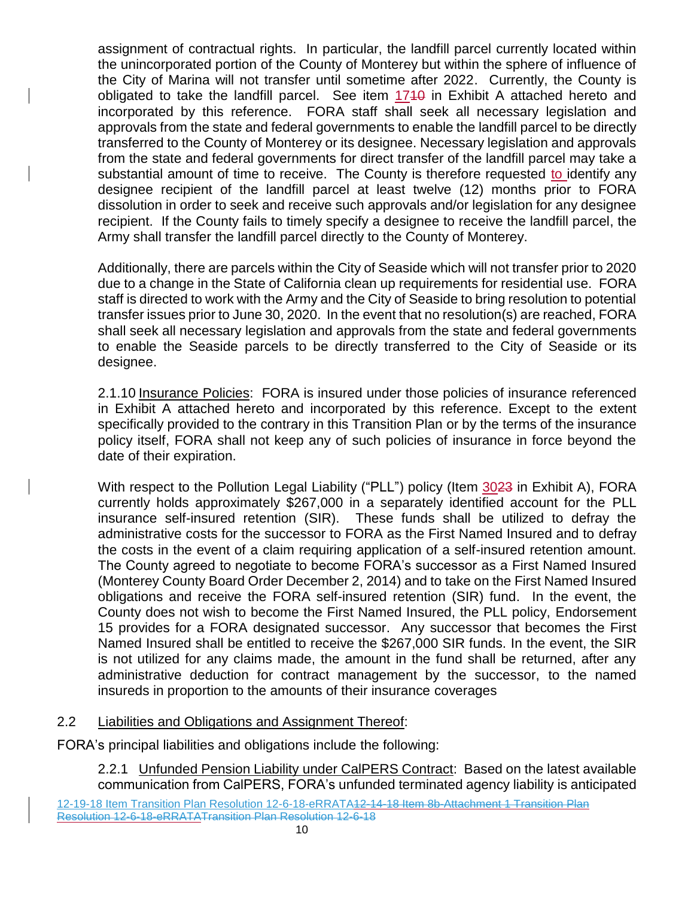assignment of contractual rights. In particular, the landfill parcel currently located within the unincorporated portion of the County of Monterey but within the sphere of influence of the City of Marina will not transfer until sometime after 2022. Currently, the County is obligated to take the landfill parcel. See item 17~~10~~ in Exhibit A attached hereto and incorporated by this reference. FORA staff shall seek all necessary legislation and approvals from the state and federal governments to enable the landfill parcel to be directly transferred to the County of Monterey or its designee. Necessary legislation and approvals from the state and federal governments for direct transfer of the landfill parcel may take a substantial amount of time to receive. The County is therefore requested to identify any designee recipient of the landfill parcel at least twelve (12) months prior to FORA dissolution in order to seek and receive such approvals and/or legislation for any designee recipient. If the County fails to timely specify a designee to receive the landfill parcel, the Army shall transfer the landfill parcel directly to the County of Monterey.

Additionally, there are parcels within the City of Seaside which will not transfer prior to 2020 due to a change in the State of California clean up requirements for residential use. FORA staff is directed to work with the Army and the City of Seaside to bring resolution to potential transfer issues prior to June 30, 2020. In the event that no resolution(s) are reached, FORA shall seek all necessary legislation and approvals from the state and federal governments to enable the Seaside parcels to be directly transferred to the City of Seaside or its designee.

2.1.10 Insurance Policies: FORA is insured under those policies of insurance referenced in Exhibit A attached hereto and incorporated by this reference. Except to the extent specifically provided to the contrary in this Transition Plan or by the terms of the insurance policy itself, FORA shall not keep any of such policies of insurance in force beyond the date of their expiration.

With respect to the Pollution Legal Liability ("PLL") policy (Item 30~~23~~ in Exhibit A), FORA currently holds approximately $267,000 in a separately identified account for the PLL insurance self-insured retention (SIR). These funds shall be utilized to defray the administrative costs for the successor to FORA as the First Named Insured and to defray the costs in the event of a claim requiring application of a self-insured retention amount. The County agreed to negotiate to become FORA's successor as a First Named Insured (Monterey County Board Order December 2, 2014) and to take on the First Named Insured obligations and receive the FORA self-insured retention (SIR) fund. In the event, the County does not wish to become the First Named Insured, the PLL policy, Endorsement 15 provides for a FORA designated successor. Any successor that becomes the First Named Insured shall be entitled to receive the $267,000 SIR funds. In the event, the SIR is not utilized for any claims made, the amount in the fund shall be returned, after any administrative deduction for contract management by the successor, to the named insureds in proportion to the amounts of their insurance coverages

2.2 Liabilities and Obligations and Assignment Thereof:

FORA's principal liabilities and obligations include the following:

2.2.1 Unfunded Pension Liability under CalPERS Contract: Based on the latest available communication from CalPERS, FORA's unfunded terminated agency liability is anticipated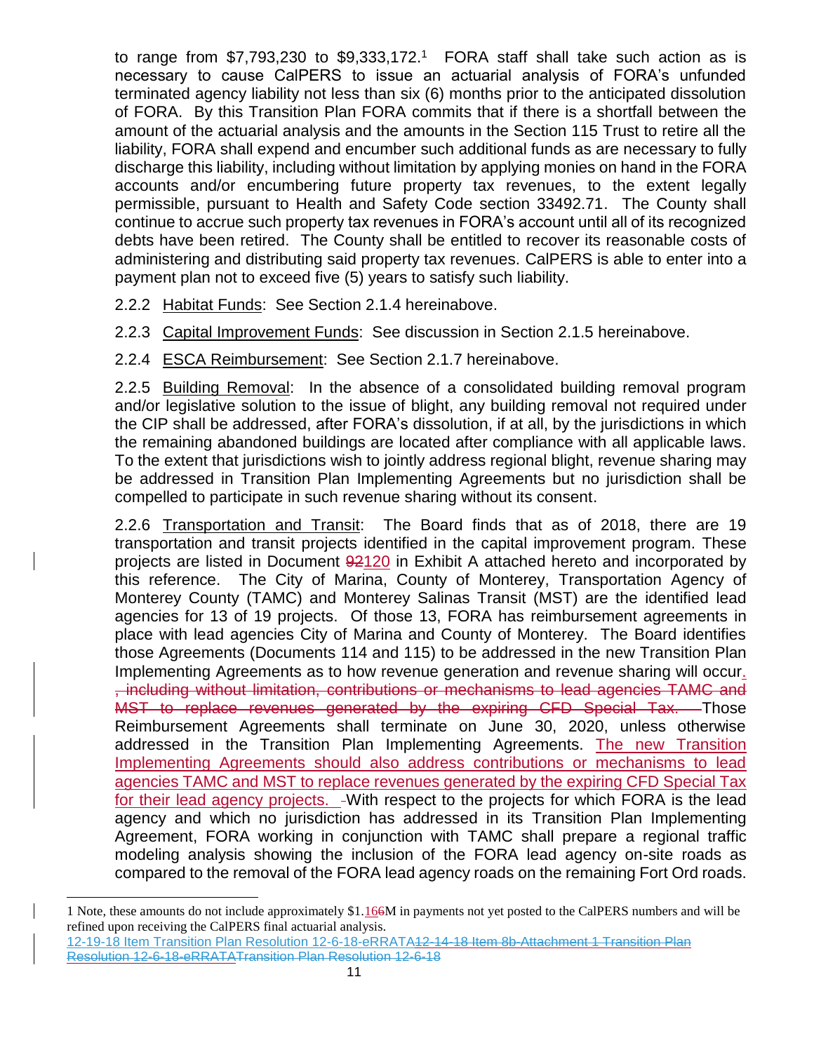to range from $7,793,230 to $9,333,172.[1] FORA staff shall take such action as is necessary to cause CalPERS to issue an actuarial analysis of FORA's unfunded terminated agency liability not less than six (6) months prior to the anticipated dissolution of FORA. By this Transition Plan FORA commits that if there is a shortfall between the amount of the actuarial analysis and the amounts in the Section 115 Trust to retire all the liability, FORA shall expend and encumber such additional funds as are necessary to fully discharge this liability, including without limitation by applying monies on hand in the FORA accounts and/or encumbering future property tax revenues, to the extent legally permissible, pursuant to Health and Safety Code section 33492.71. The County shall continue to accrue such property tax revenues in FORA's account until all of its recognized debts have been retired. The County shall be entitled to recover its reasonable costs of administering and distributing said property tax revenues. CalPERS is able to enter into a payment plan not to exceed five (5) years to satisfy such liability.

2.2.2 Habitat Funds: See Section 2.1.4 hereinabove.

2.2.3 Capital Improvement Funds: See discussion in Section 2.1.5 hereinabove.

2.2.4 ESCA Reimbursement: See Section 2.1.7 hereinabove.

2.2.5 Building Removal: In the absence of a consolidated building removal program and/or legislative solution to the issue of blight, any building removal not required under the CIP shall be addressed, after FORA's dissolution, if at all, by the jurisdictions in which the remaining abandoned buildings are located after compliance with all applicable laws. To the extent that jurisdictions wish to jointly address regional blight, revenue sharing may be addressed in Transition Plan Implementing Agreements but no jurisdiction shall be compelled to participate in such revenue sharing without its consent.

2.2.6 Transportation and Transit: The Board finds that as of 2018, there are 19 transportation and transit projects identified in the capital improvement program. These projects are listed in Document ~~92~~120 in Exhibit A attached hereto and incorporated by this reference. The City of Marina, County of Monterey, Transportation Agency of Monterey County (TAMC) and Monterey Salinas Transit (MST) are the identified lead agencies for 13 of 19 projects. Of those 13, FORA has reimbursement agreements in place with lead agencies City of Marina and County of Monterey. The Board identifies those Agreements (Documents 114 and 115) to be addressed in the new Transition Plan Implementing Agreements as to how revenue generation and revenue sharing will occur. ~~, including without limitation, contributions or mechanisms to lead agencies TAMC and MST to replace revenues generated by the expiring CFD Special Tax.~~ Those Reimbursement Agreements shall terminate on June 30, 2020, unless otherwise addressed in the Transition Plan Implementing Agreements. The new Transition Implementing Agreements should also address contributions or mechanisms to lead agencies TAMC and MST to replace revenues generated by the expiring CFD Special Tax for their lead agency projects. With respect to the projects for which FORA is the lead agency and which no jurisdiction has addressed in its Transition Plan Implementing Agreement, FORA working in conjunction with TAMC shall prepare a regional traffic modeling analysis showing the inclusion of the FORA lead agency on-site roads as compared to the removal of the FORA lead agency roads on the remaining Fort Ord roads.

---

1 Note, these amounts do not include approximately $1.16~~6~~M in payments not yet posted to the CalPERS numbers and will be refined upon receiving the CalPERS final actuarial analysis.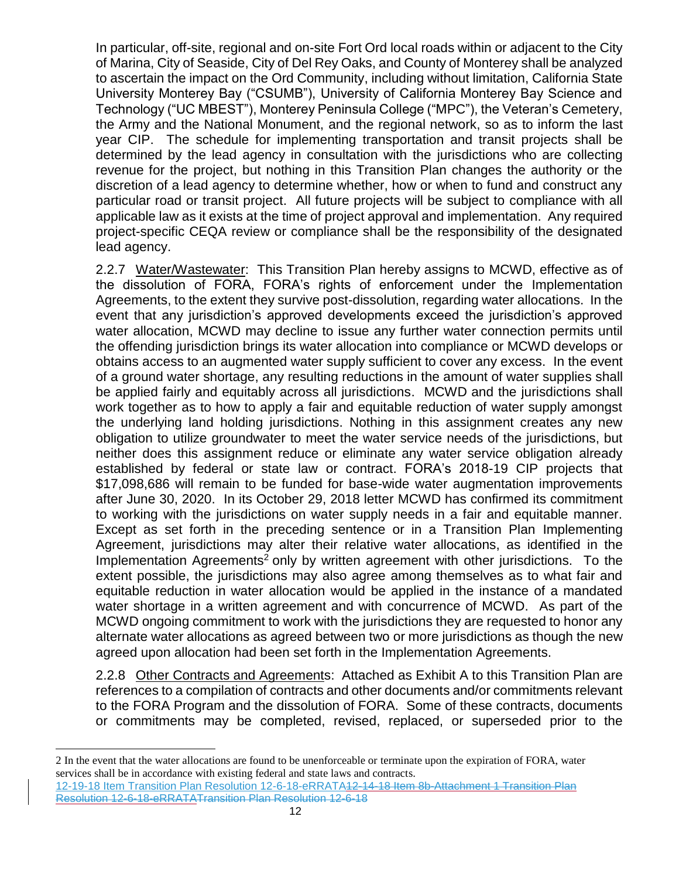In particular, off-site, regional and on-site Fort Ord local roads within or adjacent to the City of Marina, City of Seaside, City of Del Rey Oaks, and County of Monterey shall be analyzed to ascertain the impact on the Ord Community, including without limitation, California State University Monterey Bay ("CSUMB"), University of California Monterey Bay Science and Technology ("UC MBEST"), Monterey Peninsula College ("MPC"), the Veteran's Cemetery, the Army and the National Monument, and the regional network, so as to inform the last year CIP. The schedule for implementing transportation and transit projects shall be determined by the lead agency in consultation with the jurisdictions who are collecting revenue for the project, but nothing in this Transition Plan changes the authority or the discretion of a lead agency to determine whether, how or when to fund and construct any particular road or transit project. All future projects will be subject to compliance with all applicable law as it exists at the time of project approval and implementation. Any required project-specific CEQA review or compliance shall be the responsibility of the designated lead agency.

2.2.7 Water/Wastewater: This Transition Plan hereby assigns to MCWD, effective as of the dissolution of FORA, FORA's rights of enforcement under the Implementation Agreements, to the extent they survive post-dissolution, regarding water allocations. In the event that any jurisdiction's approved developments exceed the jurisdiction's approved water allocation, MCWD may decline to issue any further water connection permits until the offending jurisdiction brings its water allocation into compliance or MCWD develops or obtains access to an augmented water supply sufficient to cover any excess. In the event of a ground water shortage, any resulting reductions in the amount of water supplies shall be applied fairly and equitably across all jurisdictions. MCWD and the jurisdictions shall work together as to how to apply a fair and equitable reduction of water supply amongst the underlying land holding jurisdictions. Nothing in this assignment creates any new obligation to utilize groundwater to meet the water service needs of the jurisdictions, but neither does this assignment reduce or eliminate any water service obligation already established by federal or state law or contract. FORA's 2018-19 CIP projects that $17,098,686 will remain to be funded for base-wide water augmentation improvements after June 30, 2020. In its October 29, 2018 letter MCWD has confirmed its commitment to working with the jurisdictions on water supply needs in a fair and equitable manner. Except as set forth in the preceding sentence or in a Transition Plan Implementing Agreement, jurisdictions may alter their relative water allocations, as identified in the Implementation Agreements[2] only by written agreement with other jurisdictions. To the extent possible, the jurisdictions may also agree among themselves as to what fair and equitable reduction in water allocation would be applied in the instance of a mandated water shortage in a written agreement and with concurrence of MCWD. As part of the MCWD ongoing commitment to work with the jurisdictions they are requested to honor any alternate water allocations as agreed between two or more jurisdictions as though the new agreed upon allocation had been set forth in the Implementation Agreements.

2.2.8 Other Contracts and Agreements: Attached as Exhibit A to this Transition Plan are references to a compilation of contracts and other documents and/or commitments relevant to the FORA Program and the dissolution of FORA. Some of these contracts, documents or commitments may be completed, revised, replaced, or superseded prior to the

---

[2] In the event that the water allocations are found to be unenforceable or terminate upon the expiration of FORA, water services shall be in accordance with existing federal and state laws and contracts.

12-19-18 Item Transition Plan Resolution 12-6-18-eRRATA~~12-14-18 Item 8b-Attachment 1 Transition Plan Resolution 12-6-18-eRRATATransition Plan Resolution 12-6-18~~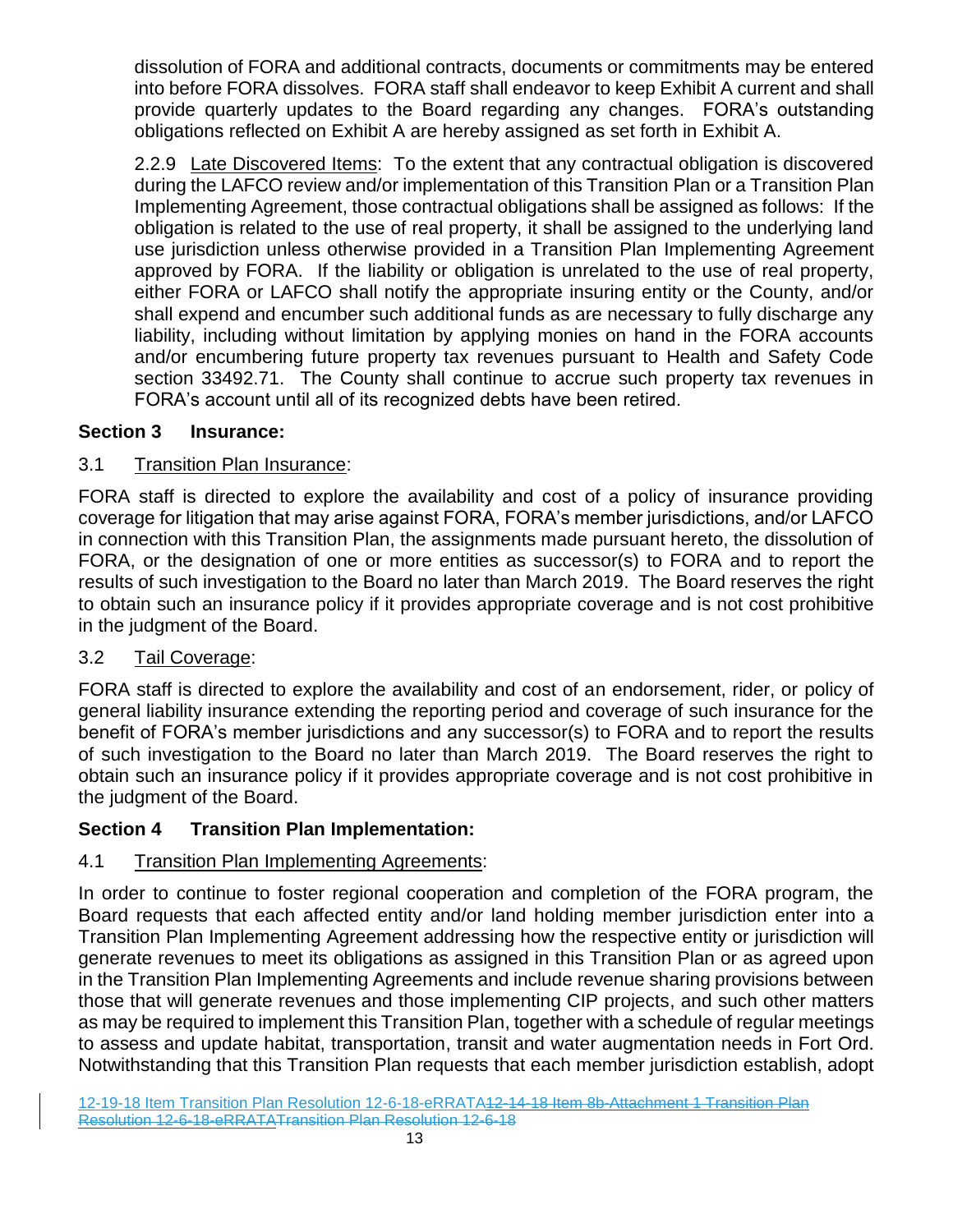dissolution of FORA and additional contracts, documents or commitments may be entered into before FORA dissolves. FORA staff shall endeavor to keep Exhibit A current and shall provide quarterly updates to the Board regarding any changes. FORA's outstanding obligations reflected on Exhibit A are hereby assigned as set forth in Exhibit A.

2.2.9 Late Discovered Items: To the extent that any contractual obligation is discovered during the LAFCO review and/or implementation of this Transition Plan or a Transition Plan Implementing Agreement, those contractual obligations shall be assigned as follows: If the obligation is related to the use of real property, it shall be assigned to the underlying land use jurisdiction unless otherwise provided in a Transition Plan Implementing Agreement approved by FORA. If the liability or obligation is unrelated to the use of real property, either FORA or LAFCO shall notify the appropriate insuring entity or the County, and/or shall expend and encumber such additional funds as are necessary to fully discharge any liability, including without limitation by applying monies on hand in the FORA accounts and/or encumbering future property tax revenues pursuant to Health and Safety Code section 33492.71. The County shall continue to accrue such property tax revenues in FORA's account until all of its recognized debts have been retired.

## Section 3 Insurance:

### 3.1 Transition Plan Insurance:

FORA staff is directed to explore the availability and cost of a policy of insurance providing coverage for litigation that may arise against FORA, FORA's member jurisdictions, and/or LAFCO in connection with this Transition Plan, the assignments made pursuant hereto, the dissolution of FORA, or the designation of one or more entities as successor(s) to FORA and to report the results of such investigation to the Board no later than March 2019. The Board reserves the right to obtain such an insurance policy if it provides appropriate coverage and is not cost prohibitive in the judgment of the Board.

### 3.2 Tail Coverage:

FORA staff is directed to explore the availability and cost of an endorsement, rider, or policy of general liability insurance extending the reporting period and coverage of such insurance for the benefit of FORA's member jurisdictions and any successor(s) to FORA and to report the results of such investigation to the Board no later than March 2019. The Board reserves the right to obtain such an insurance policy if it provides appropriate coverage and is not cost prohibitive in the judgment of the Board.

## Section 4 Transition Plan Implementation:

### 4.1 Transition Plan Implementing Agreements:

In order to continue to foster regional cooperation and completion of the FORA program, the Board requests that each affected entity and/or land holding member jurisdiction enter into a Transition Plan Implementing Agreement addressing how the respective entity or jurisdiction will generate revenues to meet its obligations as assigned in this Transition Plan or as agreed upon in the Transition Plan Implementing Agreements and include revenue sharing provisions between those that will generate revenues and those implementing CIP projects, and such other matters as may be required to implement this Transition Plan, together with a schedule of regular meetings to assess and update habitat, transportation, transit and water augmentation needs in Fort Ord. Notwithstanding that this Transition Plan requests that each member jurisdiction establish, adopt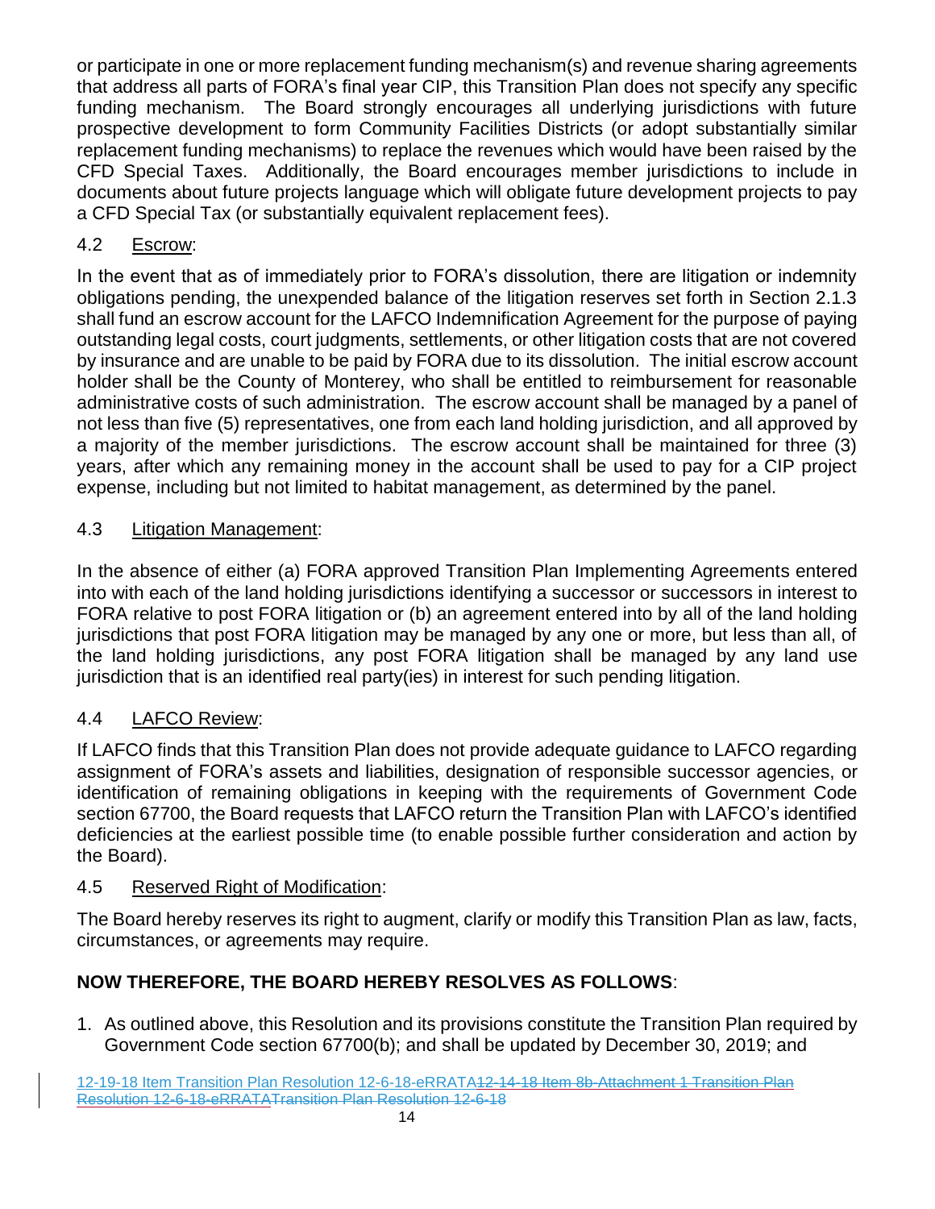or participate in one or more replacement funding mechanism(s) and revenue sharing agreements that address all parts of FORA's final year CIP, this Transition Plan does not specify any specific funding mechanism. The Board strongly encourages all underlying jurisdictions with future prospective development to form Community Facilities Districts (or adopt substantially similar replacement funding mechanisms) to replace the revenues which would have been raised by the CFD Special Taxes. Additionally, the Board encourages member jurisdictions to include in documents about future projects language which will obligate future development projects to pay a CFD Special Tax (or substantially equivalent replacement fees).

### 4.2 Escrow:

In the event that as of immediately prior to FORA's dissolution, there are litigation or indemnity obligations pending, the unexpended balance of the litigation reserves set forth in Section 2.1.3 shall fund an escrow account for the LAFCO Indemnification Agreement for the purpose of paying outstanding legal costs, court judgments, settlements, or other litigation costs that are not covered by insurance and are unable to be paid by FORA due to its dissolution. The initial escrow account holder shall be the County of Monterey, who shall be entitled to reimbursement for reasonable administrative costs of such administration. The escrow account shall be managed by a panel of not less than five (5) representatives, one from each land holding jurisdiction, and all approved by a majority of the member jurisdictions. The escrow account shall be maintained for three (3) years, after which any remaining money in the account shall be used to pay for a CIP project expense, including but not limited to habitat management, as determined by the panel.

### 4.3 Litigation Management:

In the absence of either (a) FORA approved Transition Plan Implementing Agreements entered into with each of the land holding jurisdictions identifying a successor or successors in interest to FORA relative to post FORA litigation or (b) an agreement entered into by all of the land holding jurisdictions that post FORA litigation may be managed by any one or more, but less than all, of the land holding jurisdictions, any post FORA litigation shall be managed by any land use jurisdiction that is an identified real party(ies) in interest for such pending litigation.

### 4.4 LAFCO Review:

If LAFCO finds that this Transition Plan does not provide adequate guidance to LAFCO regarding assignment of FORA's assets and liabilities, designation of responsible successor agencies, or identification of remaining obligations in keeping with the requirements of Government Code section 67700, the Board requests that LAFCO return the Transition Plan with LAFCO's identified deficiencies at the earliest possible time (to enable possible further consideration and action by the Board).

### 4.5 Reserved Right of Modification:

The Board hereby reserves its right to augment, clarify or modify this Transition Plan as law, facts, circumstances, or agreements may require.

**NOW THEREFORE, THE BOARD HEREBY RESOLVES AS FOLLOWS**:

1. As outlined above, this Resolution and its provisions constitute the Transition Plan required by Government Code section 67700(b); and shall be updated by December 30, 2019; and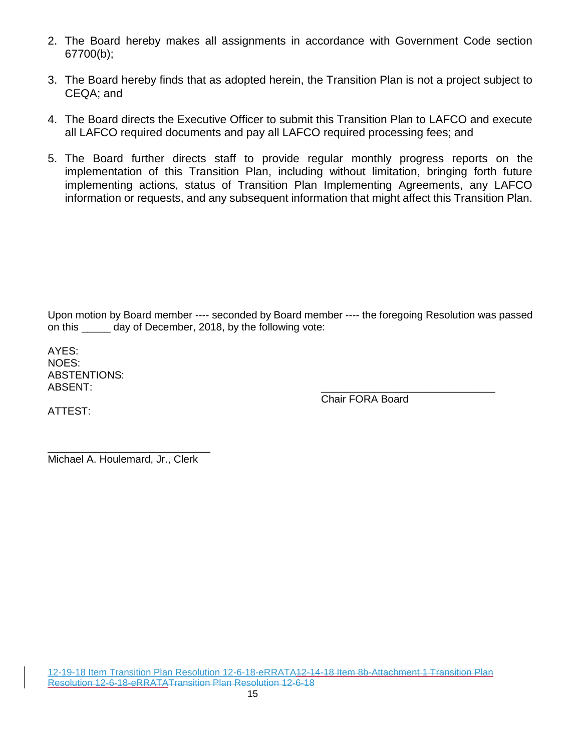2. The Board hereby makes all assignments in accordance with Government Code section 67700(b);

3. The Board hereby finds that as adopted herein, the Transition Plan is not a project subject to CEQA; and

4. The Board directs the Executive Officer to submit this Transition Plan to LAFCO and execute all LAFCO required documents and pay all LAFCO required processing fees; and

5. The Board further directs staff to provide regular monthly progress reports on the implementation of this Transition Plan, including without limitation, bringing forth future implementing actions, status of Transition Plan Implementing Agreements, any LAFCO information or requests, and any subsequent information that might affect this Transition Plan.

Upon motion by Board member ---- seconded by Board member ---- the foregoing Resolution was passed on this _____ day of December, 2018, by the following vote:

AYES:
NOES:
ABSTENTIONS:
ABSENT:

______________________________
Chair FORA Board

ATTEST:

____________________________
Michael A. Houlemard, Jr., Clerk

12-19-18 Item Transition Plan Resolution 12-6-18-eRRATA~~12-14-18 Item 8b-Attachment 1 Transition Plan Resolution 12-6-18-eRRATATransition Plan Resolution 12-6-18~~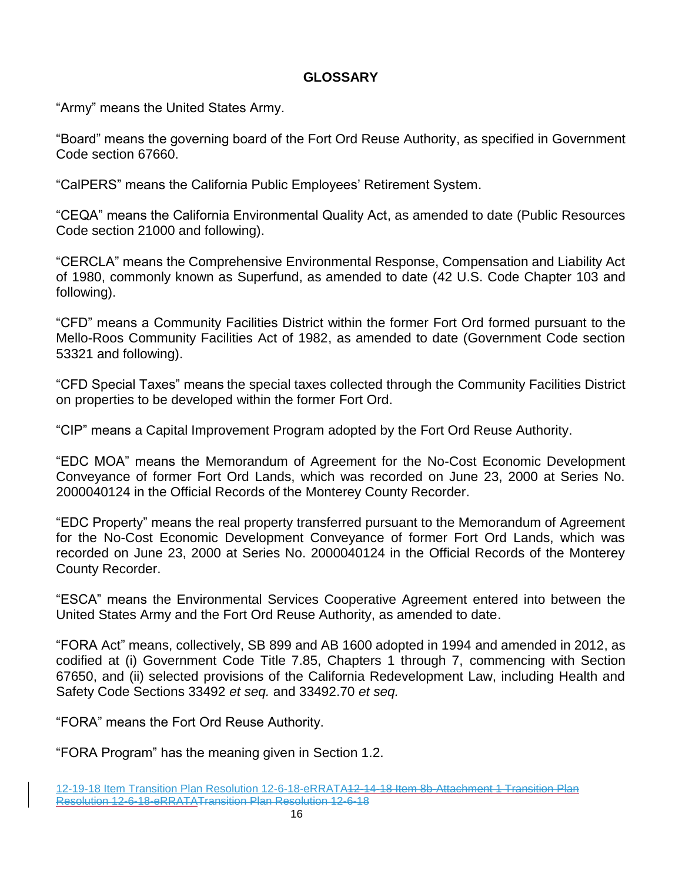## GLOSSARY

"Army" means the United States Army.

"Board" means the governing board of the Fort Ord Reuse Authority, as specified in Government Code section 67660.

"CalPERS" means the California Public Employees' Retirement System.

"CEQA" means the California Environmental Quality Act, as amended to date (Public Resources Code section 21000 and following).

"CERCLA" means the Comprehensive Environmental Response, Compensation and Liability Act of 1980, commonly known as Superfund, as amended to date (42 U.S. Code Chapter 103 and following).

"CFD" means a Community Facilities District within the former Fort Ord formed pursuant to the Mello-Roos Community Facilities Act of 1982, as amended to date (Government Code section 53321 and following).

"CFD Special Taxes" means the special taxes collected through the Community Facilities District on properties to be developed within the former Fort Ord.

"CIP" means a Capital Improvement Program adopted by the Fort Ord Reuse Authority.

"EDC MOA" means the Memorandum of Agreement for the No-Cost Economic Development Conveyance of former Fort Ord Lands, which was recorded on June 23, 2000 at Series No. 2000040124 in the Official Records of the Monterey County Recorder.

"EDC Property" means the real property transferred pursuant to the Memorandum of Agreement for the No-Cost Economic Development Conveyance of former Fort Ord Lands, which was recorded on June 23, 2000 at Series No. 2000040124 in the Official Records of the Monterey County Recorder.

"ESCA" means the Environmental Services Cooperative Agreement entered into between the United States Army and the Fort Ord Reuse Authority, as amended to date.

"FORA Act" means, collectively, SB 899 and AB 1600 adopted in 1994 and amended in 2012, as codified at (i) Government Code Title 7.85, Chapters 1 through 7, commencing with Section 67650, and (ii) selected provisions of the California Redevelopment Law, including Health and Safety Code Sections 33492 *et seq.* and 33492.70 *et seq.*

"FORA" means the Fort Ord Reuse Authority.

"FORA Program" has the meaning given in Section 1.2.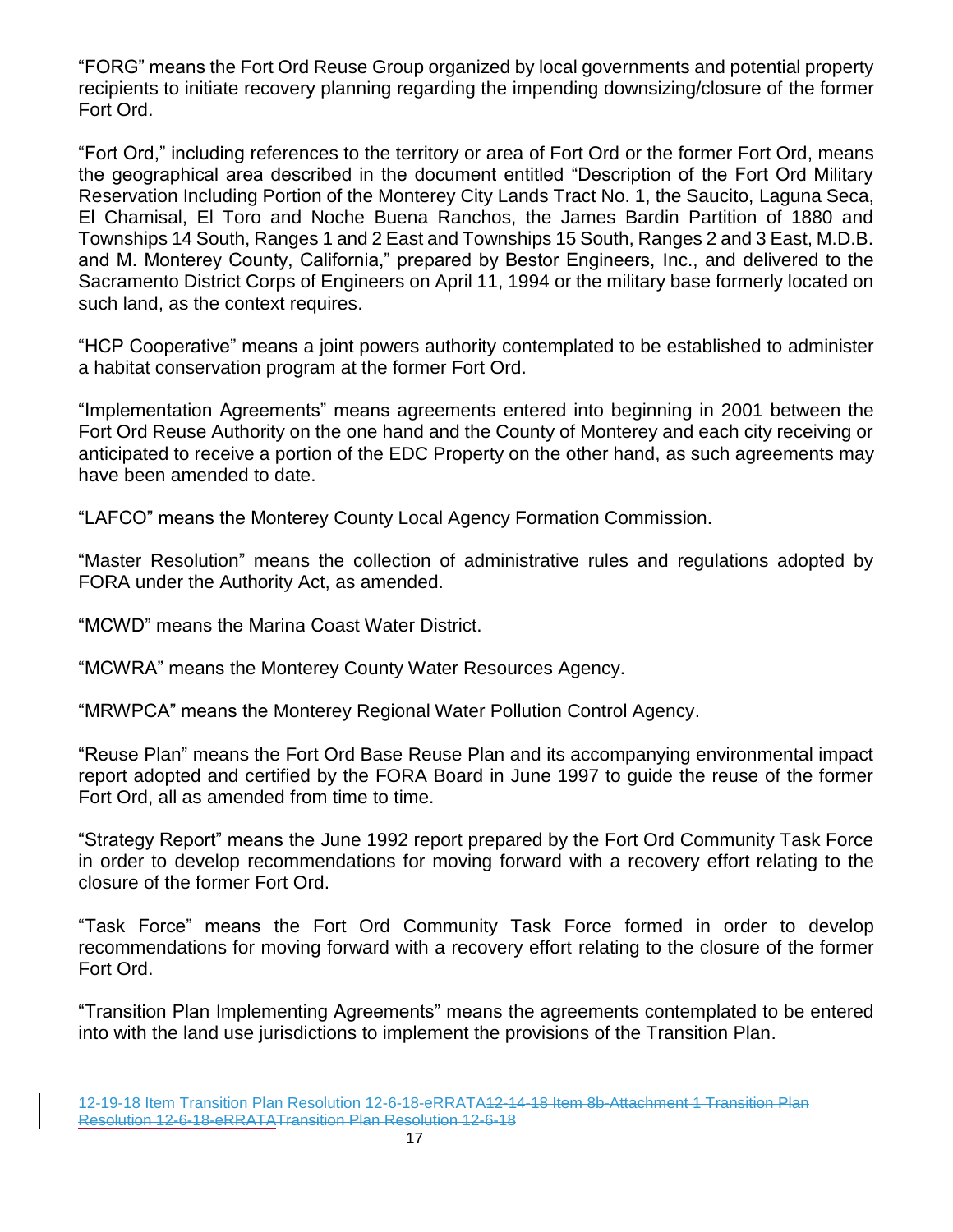"FORG" means the Fort Ord Reuse Group organized by local governments and potential property recipients to initiate recovery planning regarding the impending downsizing/closure of the former Fort Ord.

"Fort Ord," including references to the territory or area of Fort Ord or the former Fort Ord, means the geographical area described in the document entitled "Description of the Fort Ord Military Reservation Including Portion of the Monterey City Lands Tract No. 1, the Saucito, Laguna Seca, El Chamisal, El Toro and Noche Buena Ranchos, the James Bardin Partition of 1880 and Townships 14 South, Ranges 1 and 2 East and Townships 15 South, Ranges 2 and 3 East, M.D.B. and M. Monterey County, California," prepared by Bestor Engineers, Inc., and delivered to the Sacramento District Corps of Engineers on April 11, 1994 or the military base formerly located on such land, as the context requires.

"HCP Cooperative" means a joint powers authority contemplated to be established to administer a habitat conservation program at the former Fort Ord.

"Implementation Agreements" means agreements entered into beginning in 2001 between the Fort Ord Reuse Authority on the one hand and the County of Monterey and each city receiving or anticipated to receive a portion of the EDC Property on the other hand, as such agreements may have been amended to date.

"LAFCO" means the Monterey County Local Agency Formation Commission.

"Master Resolution" means the collection of administrative rules and regulations adopted by FORA under the Authority Act, as amended.

"MCWD" means the Marina Coast Water District.

"MCWRA" means the Monterey County Water Resources Agency.

"MRWPCA" means the Monterey Regional Water Pollution Control Agency.

"Reuse Plan" means the Fort Ord Base Reuse Plan and its accompanying environmental impact report adopted and certified by the FORA Board in June 1997 to guide the reuse of the former Fort Ord, all as amended from time to time.

"Strategy Report" means the June 1992 report prepared by the Fort Ord Community Task Force in order to develop recommendations for moving forward with a recovery effort relating to the closure of the former Fort Ord.

"Task Force" means the Fort Ord Community Task Force formed in order to develop recommendations for moving forward with a recovery effort relating to the closure of the former Fort Ord.

"Transition Plan Implementing Agreements" means the agreements contemplated to be entered into with the land use jurisdictions to implement the provisions of the Transition Plan.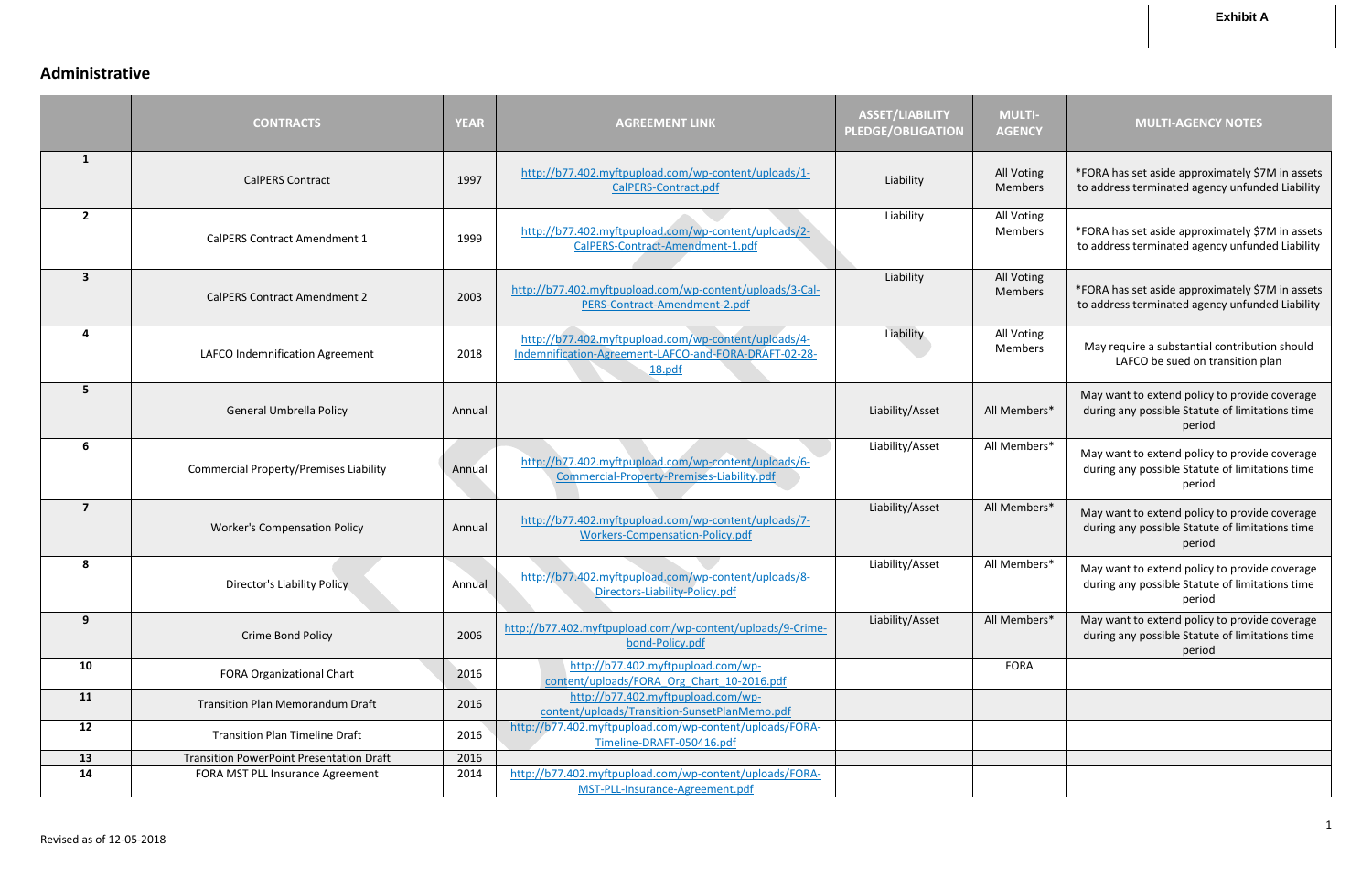Exhibit A

## Administrative

| | CONTRACTS | YEAR | AGREEMENT LINK | ASSET/LIABILITY PLEDGE/OBLIGATION | MULTI-AGENCY | MULTI-AGENCY NOTES |
|---|---|---|---|---|---|---|
| 1 | CalPERS Contract | 1997 | http://b77.402.myftpupload.com/wp-content/uploads/1-CalPERS-Contract.pdf | Liability | All Voting Members | *FORA has set aside approximately $7M in assets to address terminated agency unfunded Liability |
| 2 | CalPERS Contract Amendment 1 | 1999 | http://b77.402.myftpupload.com/wp-content/uploads/2-CalPERS-Contract-Amendment-1.pdf | Liability | All Voting Members | *FORA has set aside approximately $7M in assets to address terminated agency unfunded Liability |
| 3 | CalPERS Contract Amendment 2 | 2003 | http://b77.402.myftpupload.com/wp-content/uploads/3-Cal-PERS-Contract-Amendment-2.pdf | Liability | All Voting Members | *FORA has set aside approximately $7M in assets to address terminated agency unfunded Liability |
| 4 | LAFCO Indemnification Agreement | 2018 | http://b77.402.myftpupload.com/wp-content/uploads/4-Indemnification-Agreement-LAFCO-and-FORA-DRAFT-02-28-18.pdf | Liability | All Voting Members | May require a substantial contribution should LAFCO be sued on transition plan |
| 5 | General Umbrella Policy | Annual | | Liability/Asset | All Members* | May want to extend policy to provide coverage during any possible Statute of limitations time period |
| 6 | Commercial Property/Premises Liability | Annual | http://b77.402.myftpupload.com/wp-content/uploads/6-Commercial-Property-Premises-Liability.pdf | Liability/Asset | All Members* | May want to extend policy to provide coverage during any possible Statute of limitations time period |
| 7 | Worker's Compensation Policy | Annual | http://b77.402.myftpupload.com/wp-content/uploads/7-Workers-Compensation-Policy.pdf | Liability/Asset | All Members* | May want to extend policy to provide coverage during any possible Statute of limitations time period |
| 8 | Director's Liability Policy | Annual | http://b77.402.myftpupload.com/wp-content/uploads/8-Directors-Liability-Policy.pdf | Liability/Asset | All Members* | May want to extend policy to provide coverage during any possible Statute of limitations time period |
| 9 | Crime Bond Policy | 2006 | http://b77.402.myftpupload.com/wp-content/uploads/9-Crime-bond-Policy.pdf | Liability/Asset | All Members* | May want to extend policy to provide coverage during any possible Statute of limitations time period |
| 10 | FORA Organizational Chart | 2016 | http://b77.402.myftpupload.com/wp-content/uploads/FORA_Org_Chart_10-2016.pdf | | FORA | |
| 11 | Transition Plan Memorandum Draft | 2016 | http://b77.402.myftpupload.com/wp-content/uploads/Transition-SunsetPlanMemo.pdf | | | |
| 12 | Transition Plan Timeline Draft | 2016 | http://b77.402.myftpupload.com/wp-content/uploads/FORA-Timeline-DRAFT-050416.pdf | | | |
| 13 | Transition PowerPoint Presentation Draft | 2016 | | | | |
| 14 | FORA MST PLL Insurance Agreement | 2014 | http://b77.402.myftpupload.com/wp-content/uploads/FORA-MST-PLL-Insurance-Agreement.pdf | | | |

Revised as of 12-05-2018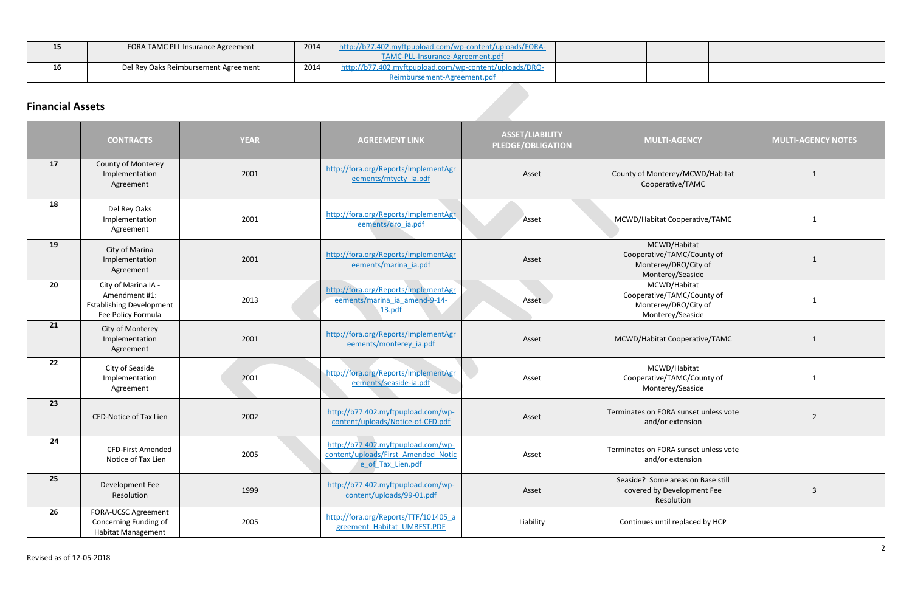| | | | | | | |
|---|---|---|---|---|---|---|
| 15 | FORA TAMC PLL Insurance Agreement | 2014 | http://b77.402.myftpupload.com/wp-content/uploads/FORA-TAMC-PLL-Insurance-Agreement.pdf | | | |
| 16 | Del Rey Oaks Reimbursement Agreement | 2014 | http://b77.402.myftpupload.com/wp-content/uploads/DRO-Reimbursement-Agreement.pdf | | | |

## Financial Assets

| | CONTRACTS | YEAR | AGREEMENT LINK | ASSET/LIABILITY PLEDGE/OBLIGATION | MULTI-AGENCY | MULTI-AGENCY NOTES |
|---|---|---|---|---|---|---|
| 17 | County of Monterey Implementation Agreement | 2001 | http://fora.org/Reports/ImplementAgreements/mtycty_ia.pdf | Asset | County of Monterey/MCWD/Habitat Cooperative/TAMC | 1 |
| 18 | Del Rey Oaks Implementation Agreement | 2001 | http://fora.org/Reports/ImplementAgreements/dro_ia.pdf | Asset | MCWD/Habitat Cooperative/TAMC | 1 |
| 19 | City of Marina Implementation Agreement | 2001 | http://fora.org/Reports/ImplementAgreements/marina_ia.pdf | Asset | MCWD/Habitat Cooperative/TAMC/County of Monterey/DRO/City of Monterey/Seaside | 1 |
| 20 | City of Marina IA - Amendment #1: Establishing Development Fee Policy Formula | 2013 | http://fora.org/Reports/ImplementAgreements/marina_ia_amend-9-14-13.pdf | Asset | MCWD/Habitat Cooperative/TAMC/County of Monterey/DRO/City of Monterey/Seaside | 1 |
| 21 | City of Monterey Implementation Agreement | 2001 | http://fora.org/Reports/ImplementAgreements/monterey_ia.pdf | Asset | MCWD/Habitat Cooperative/TAMC | 1 |
| 22 | City of Seaside Implementation Agreement | 2001 | http://fora.org/Reports/ImplementAgreements/seaside-ia.pdf | Asset | MCWD/Habitat Cooperative/TAMC/County of Monterey/Seaside | 1 |
| 23 | CFD-Notice of Tax Lien | 2002 | http://b77.402.myftpupload.com/wp-content/uploads/Notice-of-CFD.pdf | Asset | Terminates on FORA sunset unless vote and/or extension | 2 |
| 24 | CFD-First Amended Notice of Tax Lien | 2005 | http://b77.402.myftpupload.com/wp-content/uploads/First_Amended_Notice_of_Tax_Lien.pdf | Asset | Terminates on FORA sunset unless vote and/or extension | |
| 25 | Development Fee Resolution | 1999 | http://b77.402.myftpupload.com/wp-content/uploads/99-01.pdf | Asset | Seaside? Some areas on Base still covered by Development Fee Resolution | 3 |
| 26 | FORA-UCSC Agreement Concerning Funding of Habitat Management | 2005 | http://fora.org/Reports/TTF/101405_agreement_Habitat_UMBEST.PDF | Liability | Continues until replaced by HCP | |

Revised as of 12-05-2018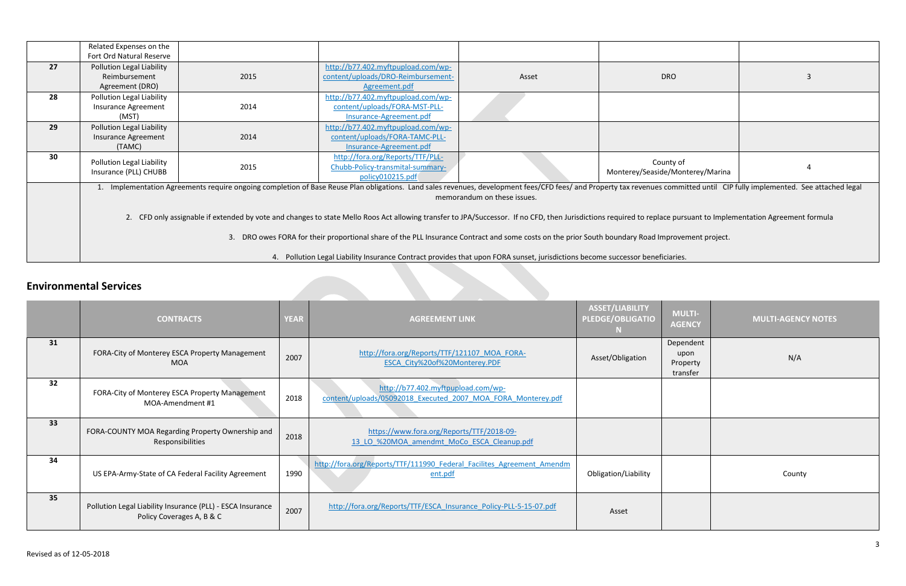| | | | | | | |
|---|---|---|---|---|---|---|
| | Related Expenses on the Fort Ord Natural Reserve | | | | | |
| 27 | Pollution Legal Liability Reimbursement Agreement (DRO) | 2015 | http://b77.402.myftpupload.com/wp-content/uploads/DRO-Reimbursement-Agreement.pdf | Asset | DRO | 3 |
| 28 | Pollution Legal Liability Insurance Agreement (MST) | 2014 | http://b77.402.myftpupload.com/wp-content/uploads/FORA-MST-PLL-Insurance-Agreement.pdf | | | |
| 29 | Pollution Legal Liability Insurance Agreement (TAMC) | 2014 | http://b77.402.myftpupload.com/wp-content/uploads/FORA-TAMC-PLL-Insurance-Agreement.pdf | | | |
| 30 | Pollution Legal Liability Insurance (PLL) CHUBB | 2015 | http://fora.org/Reports/TTF/PLL-Chubb-Policy-transmital-summary-policy010215.pdf | | County of Monterey/Seaside/Monterey/Marina | 4 |

1. Implementation Agreements require ongoing completion of Base Reuse Plan obligations. Land sales revenues, development fees/CFD fees/ and Property tax revenues committed until CIP fully implemented. See attached legal memorandum on these issues.

2. CFD only assignable if extended by vote and changes to state Mello Roos Act allowing transfer to JPA/Successor. If no CFD, then Jurisdictions required to replace pursuant to Implementation Agreement formula

3. DRO owes FORA for their proportional share of the PLL Insurance Contract and some costs on the prior South boundary Road Improvement project.

4. Pollution Legal Liability Insurance Contract provides that upon FORA sunset, jurisdictions become successor beneficiaries.

## Environmental Services

| | CONTRACTS | YEAR | AGREEMENT LINK | ASSET/LIABILITY PLEDGE/OBLIGATION | MULTI-AGENCY | MULTI-AGENCY NOTES |
|---|---|---|---|---|---|---|
| 31 | FORA-City of Monterey ESCA Property Management MOA | 2007 | http://fora.org/Reports/TTF/121107_MOA_FORA-ESCA_City%20of%20Monterey.PDF | Asset/Obligation | Dependent upon Property transfer | N/A |
| 32 | FORA-City of Monterey ESCA Property Management MOA-Amendment #1 | 2018 | http://b77.402.myftpupload.com/wp-content/uploads/05092018_Executed_2007_MOA_FORA_Monterey.pdf | | | |
| 33 | FORA-COUNTY MOA Regarding Property Ownership and Responsibilities | 2018 | https://www.fora.org/Reports/TTF/2018-09-13_LO_%20MOA_amendmt_MoCo_ESCA_Cleanup.pdf | | | |
| 34 | US EPA-Army-State of CA Federal Facility Agreement | 1990 | http://fora.org/Reports/TTF/111990_Federal_Facilites_Agreement_Amendment.pdf | Obligation/Liability | | County |
| 35 | Pollution Legal Liability Insurance (PLL) - ESCA Insurance Policy Coverages A, B & C | 2007 | http://fora.org/Reports/TTF/ESCA_Insurance_Policy-PLL-5-15-07.pdf | Asset | | |

Revised as of 12-05-2018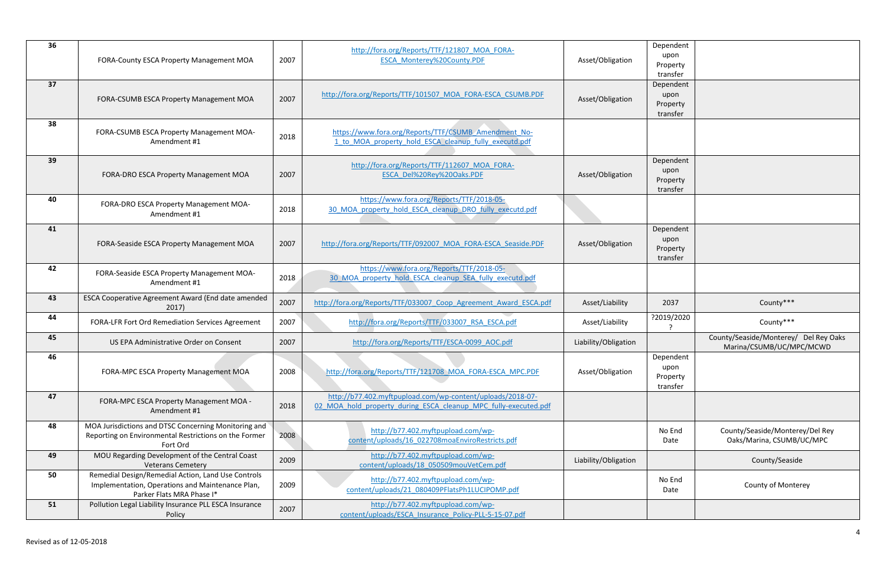| 36 | FORA-County ESCA Property Management MOA | 2007 | http://fora.org/Reports/TTF/121807_MOA_FORA-ESCA_Monterey%20County.PDF | Asset/Obligation | Dependent upon Property transfer | |
|---|---|---|---|---|---|---|
| 37 | FORA-CSUMB ESCA Property Management MOA | 2007 | http://fora.org/Reports/TTF/101507_MOA_FORA-ESCA_CSUMB.PDF | Asset/Obligation | Dependent upon Property transfer | |
| 38 | FORA-CSUMB ESCA Property Management MOA-Amendment #1 | 2018 | https://www.fora.org/Reports/TTF/CSUMB_Amendment_No-1_to_MOA_property_hold_ESCA_cleanup_fully_executd.pdf | | | |
| 39 | FORA-DRO ESCA Property Management MOA | 2007 | http://fora.org/Reports/TTF/112607_MOA_FORA-ESCA_Del%20Rey%20Oaks.PDF | Asset/Obligation | Dependent upon Property transfer | |
| 40 | FORA-DRO ESCA Property Management MOA-Amendment #1 | 2018 | https://www.fora.org/Reports/TTF/2018-05-30_MOA_property_hold_ESCA_cleanup_DRO_fully_executd.pdf | | | |
| 41 | FORA-Seaside ESCA Property Management MOA | 2007 | http://fora.org/Reports/TTF/092007_MOA_FORA-ESCA_Seaside.PDF | Asset/Obligation | Dependent upon Property transfer | |
| 42 | FORA-Seaside ESCA Property Management MOA-Amendment #1 | 2018 | https://www.fora.org/Reports/TTF/2018-05-30_MOA_property_hold_ESCA_cleanup_SEA_fully_executd.pdf | | | |
| 43 | ESCA Cooperative Agreement Award (End date amended 2017) | 2007 | http://fora.org/Reports/TTF/033007_Coop_Agreement_Award_ESCA.pdf | Asset/Liability | 2037 | County*** |
| 44 | FORA-LFR Fort Ord Remediation Services Agreement | 2007 | http://fora.org/Reports/TTF/033007_RSA_ESCA.pdf | Asset/Liability | ?2019/2020 ? | County*** |
| 45 | US EPA Administrative Order on Consent | 2007 | http://fora.org/Reports/TTF/ESCA-0099_AOC.pdf | Liability/Obligation | | County/Seaside/Monterey/ Del Rey Oaks Marina/CSUMB/UC/MPC/MCWD |
| 46 | FORA-MPC ESCA Property Management MOA | 2008 | http://fora.org/Reports/TTF/121708_MOA_FORA-ESCA_MPC.PDF | Asset/Obligation | Dependent upon Property transfer | |
| 47 | FORA-MPC ESCA Property Management MOA - Amendment #1 | 2018 | http://b77.402.myftpupload.com/wp-content/uploads/2018-07-02_MOA_hold_property_during_ESCA_cleanup_MPC_fully-executed.pdf | | | |
| 48 | MOA Jurisdictions and DTSC Concerning Monitoring and Reporting on Environmental Restrictions on the Former Fort Ord | 2008 | http://b77.402.myftpupload.com/wp-content/uploads/16_022708moaEnviroRestricts.pdf | | No End Date | County/Seaside/Monterey/Del Rey Oaks/Marina, CSUMB/UC/MPC |
| 49 | MOU Regarding Development of the Central Coast Veterans Cemetery | 2009 | http://b77.402.myftpupload.com/wp-content/uploads/18_050509mouVetCem.pdf | Liability/Obligation | | County/Seaside |
| 50 | Remedial Design/Remedial Action, Land Use Controls Implementation, Operations and Maintenance Plan, Parker Flats MRA Phase I* | 2009 | http://b77.402.myftpupload.com/wp-content/uploads/21_080409PFlatsPh1LUCIPOMP.pdf | | No End Date | County of Monterey |
| 51 | Pollution Legal Liability Insurance PLL ESCA Insurance Policy | 2007 | http://b77.402.myftpupload.com/wp-content/uploads/ESCA_Insurance_Policy-PLL-5-15-07.pdf | | | |

Revised as of 12-05-2018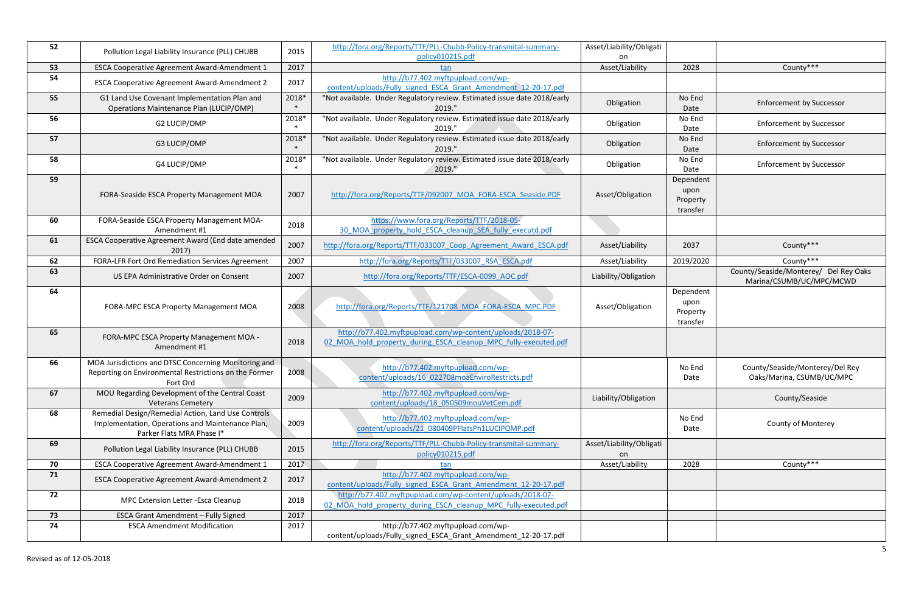| 52 | Pollution Legal Liability Insurance (PLL) CHUBB | 2015 | http://fora.org/Reports/TTF/PLL-Chubb-Policy-transmital-summary-policy010215.pdf | Asset/Liability/Obligation | | |
|---|---|---|---|---|---|---|
| 53 | ESCA Cooperative Agreement Award-Amendment 1 | 2017 | tan | Asset/Liability | 2028 | County*** |
| 54 | ESCA Cooperative Agreement Award-Amendment 2 | 2017 | http://b77.402.myftpupload.com/wp-content/uploads/Fully_signed_ESCA_Grant_Amendment_12-20-17.pdf | | | |
| 55 | G1 Land Use Covenant Implementation Plan and Operations Maintenance Plan (LUCIP/OMP) | 2018** | "Not available. Under Regulatory review. Estimated issue date 2018/early 2019." | Obligation | No End Date | Enforcement by Successor |
| 56 | G2 LUCIP/OMP | 2018** | "Not available. Under Regulatory review. Estimated issue date 2018/early 2019." | Obligation | No End Date | Enforcement by Successor |
| 57 | G3 LUCIP/OMP | 2018** | "Not available. Under Regulatory review. Estimated issue date 2018/early 2019." | Obligation | No End Date | Enforcement by Successor |
| 58 | G4 LUCIP/OMP | 2018** | "Not available. Under Regulatory review. Estimated issue date 2018/early 2019." | Obligation | No End Date | Enforcement by Successor |
| 59 | FORA-Seaside ESCA Property Management MOA | 2007 | http://fora.org/Reports/TTF/092007_MOA_FORA-ESCA_Seaside.PDF | Asset/Obligation | Dependent upon Property transfer | |
| 60 | FORA-Seaside ESCA Property Management MOA-Amendment #1 | 2018 | https://www.fora.org/Reports/TTF/2018-05-30_MOA_property_hold_ESCA_cleanup_SEA_fully_executd.pdf | | | |
| 61 | ESCA Cooperative Agreement Award (End date amended 2017) | 2007 | http://fora.org/Reports/TTF/033007_Coop_Agreement_Award_ESCA.pdf | Asset/Liability | 2037 | County*** |
| 62 | FORA-LFR Fort Ord Remediation Services Agreement | 2007 | http://fora.org/Reports/TTF/033007_RSA_ESCA.pdf | Asset/Liability | 2019/2020 | County*** |
| 63 | US EPA Administrative Order on Consent | 2007 | http://fora.org/Reports/TTF/ESCA-0099_AOC.pdf | Liability/Obligation | | County/Seaside/Monterey/ Del Rey Oaks Marina/CSUMB/UC/MPC/MCWD |
| 64 | FORA-MPC ESCA Property Management MOA | 2008 | http://fora.org/Reports/TTF/121708_MOA_FORA-ESCA_MPC.PDF | Asset/Obligation | Dependent upon Property transfer | |
| 65 | FORA-MPC ESCA Property Management MOA - Amendment #1 | 2018 | http://b77.402.myftpupload.com/wp-content/uploads/2018-07-02_MOA_hold_property_during_ESCA_cleanup_MPC_fully-executed.pdf | | | |
| 66 | MOA Jurisdictions and DTSC Concerning Monitoring and Reporting on Environmental Restrictions on the Former Fort Ord | 2008 | http://b77.402.myftpupload.com/wp-content/uploads/16_022708moaEnviroRestricts.pdf | | No End Date | County/Seaside/Monterey/Del Rey Oaks/Marina, CSUMB/UC/MPC |
| 67 | MOU Regarding Development of the Central Coast Veterans Cemetery | 2009 | http://b77.402.myftpupload.com/wp-content/uploads/18_050509mouVetCem.pdf | Liability/Obligation | | County/Seaside |
| 68 | Remedial Design/Remedial Action, Land Use Controls Implementation, Operations and Maintenance Plan, Parker Flats MRA Phase I* | 2009 | http://b77.402.myftpupload.com/wp-content/uploads/21_080409PFlatsPh1LUCIPOMP.pdf | | No End Date | County of Monterey |
| 69 | Pollution Legal Liability Insurance (PLL) CHUBB | 2015 | http://fora.org/Reports/TTF/PLL-Chubb-Policy-transmital-summary-policy010215.pdf | Asset/Liability/Obligation | | |
| 70 | ESCA Cooperative Agreement Award-Amendment 1 | 2017 | tan | Asset/Liability | 2028 | County*** |
| 71 | ESCA Cooperative Agreement Award-Amendment 2 | 2017 | http://b77.402.myftpupload.com/wp-content/uploads/Fully_signed_ESCA_Grant_Amendment_12-20-17.pdf | | | |
| 72 | MPC Extension Letter -Esca Cleanup | 2018 | http://b77.402.myftpupload.com/wp-content/uploads/2018-07-02_MOA_hold_property_during_ESCA_cleanup_MPC_fully-executed.pdf | | | |
| 73 | ESCA Grant Amendment – Fully Signed | 2017 | | | | |
| 74 | ESCA Amendment Modification | 2017 | http://b77.402.myftpupload.com/wp-content/uploads/Fully_signed_ESCA_Grant_Amendment_12-20-17.pdf | | | |

Revised as of 12-05-2018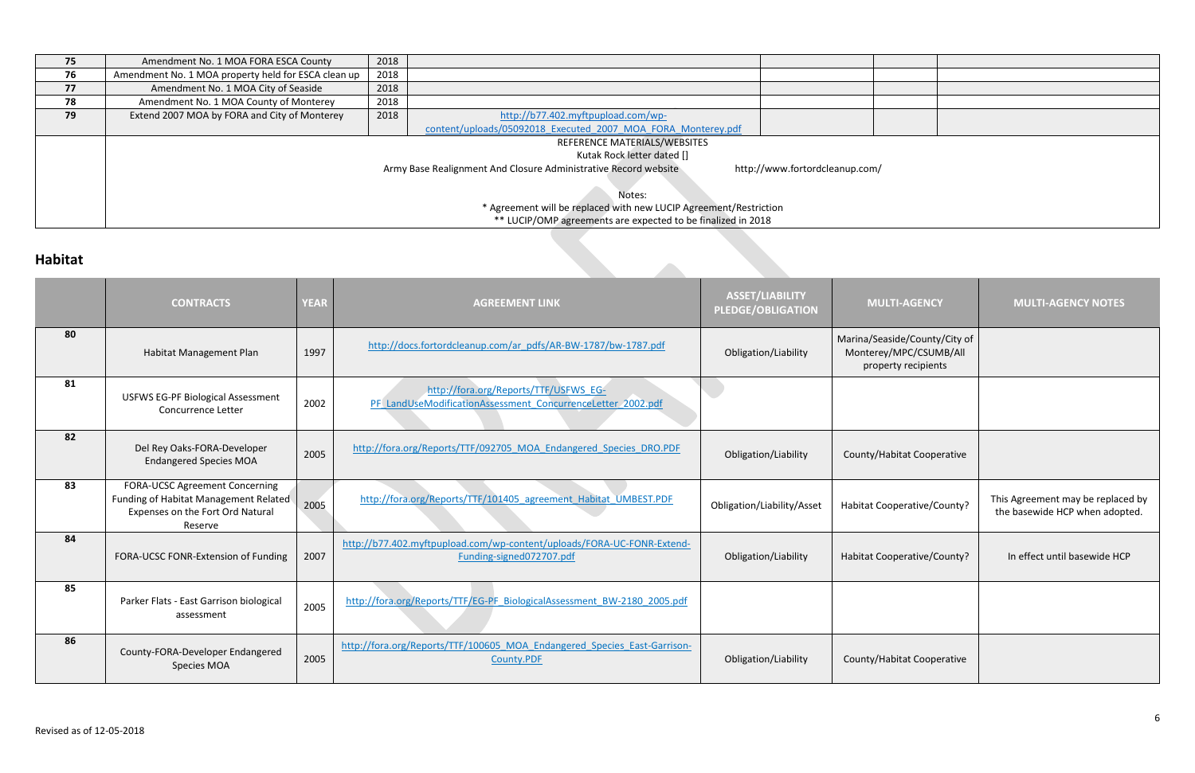| 75 | Amendment No. 1 MOA FORA ESCA County | 2018 | | | | |
|---|---|---|---|---|---|---|
| 76 | Amendment No. 1 MOA property held for ESCA clean up | 2018 | | | | |
| 77 | Amendment No. 1 MOA City of Seaside | 2018 | | | | |
| 78 | Amendment No. 1 MOA County of Monterey | 2018 | | | | |
| 79 | Extend 2007 MOA by FORA and City of Monterey | 2018 | http://b77.402.myftpupload.com/wp-content/uploads/05092018_Executed_2007_MOA_FORA_Monterey.pdf | | | |
| | REFERENCE MATERIALS/WEBSITES<br>Kutak Rock letter dated []<br>Army Base Realignment And Closure Administrative Record website http://www.fortordcleanup.com/<br><br>Notes:<br>* Agreement will be replaced with new LUCIP Agreement/Restriction<br>** LUCIP/OMP agreements are expected to be finalized in 2018 | | | | | |

## Habitat

| | CONTRACTS | YEAR | AGREEMENT LINK | ASSET/LIABILITY PLEDGE/OBLIGATION | MULTI-AGENCY | MULTI-AGENCY NOTES |
|---|---|---|---|---|---|---|
| 80 | Habitat Management Plan | 1997 | http://docs.fortordcleanup.com/ar_pdfs/AR-BW-1787/bw-1787.pdf | Obligation/Liability | Marina/Seaside/County/City of Monterey/MPC/CSUMB/All property recipients | |
| 81 | USFWS EG-PF Biological Assessment Concurrence Letter | 2002 | http://fora.org/Reports/TTF/USFWS_EG-PF_LandUseModificationAssessment_ConcurrenceLetter_2002.pdf | | | |
| 82 | Del Rey Oaks-FORA-Developer Endangered Species MOA | 2005 | http://fora.org/Reports/TTF/092705_MOA_Endangered_Species_DRO.PDF | Obligation/Liability | County/Habitat Cooperative | |
| 83 | FORA-UCSC Agreement Concerning Funding of Habitat Management Related Expenses on the Fort Ord Natural Reserve | 2005 | http://fora.org/Reports/TTF/101405_agreement_Habitat_UMBEST.PDF | Obligation/Liability/Asset | Habitat Cooperative/County? | This Agreement may be replaced by the basewide HCP when adopted. |
| 84 | FORA-UCSC FONR-Extension of Funding | 2007 | http://b77.402.myftpupload.com/wp-content/uploads/FORA-UC-FONR-Extend-Funding-signed072707.pdf | Obligation/Liability | Habitat Cooperative/County? | In effect until basewide HCP |
| 85 | Parker Flats - East Garrison biological assessment | 2005 | http://fora.org/Reports/TTF/EG-PF_BiologicalAssessment_BW-2180_2005.pdf | | | |
| 86 | County-FORA-Developer Endangered Species MOA | 2005 | http://fora.org/Reports/TTF/100605_MOA_Endangered_Species_East-Garrison-County.PDF | Obligation/Liability | County/Habitat Cooperative | |

Revised as of 12-05-2018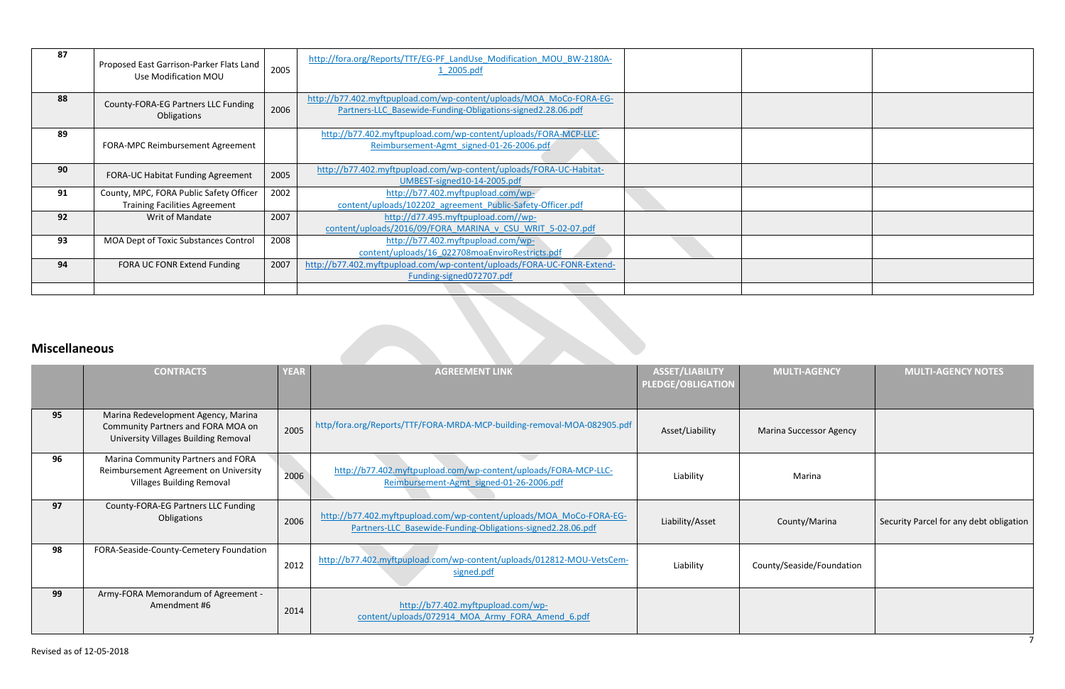| | | | | | | |
|---|---|---|---|---|---|---|
| 87 | Proposed East Garrison-Parker Flats Land Use Modification MOU | 2005 | http://fora.org/Reports/TTF/EG-PF_LandUse_Modification_MOU_BW-2180A-1_2005.pdf | | | |
| 88 | County-FORA-EG Partners LLC Funding Obligations | 2006 | http://b77.402.myftpupload.com/wp-content/uploads/MOA_MoCo-FORA-EG-Partners-LLC_Basewide-Funding-Obligations-signed2.28.06.pdf | | | |
| 89 | FORA-MPC Reimbursement Agreement | | http://b77.402.myftpupload.com/wp-content/uploads/FORA-MCP-LLC-Reimbursement-Agmt_signed-01-26-2006.pdf | | | |
| 90 | FORA-UC Habitat Funding Agreement | 2005 | http://b77.402.myftpupload.com/wp-content/uploads/FORA-UC-Habitat-UMBEST-signed10-14-2005.pdf | | | |
| 91 | County, MPC, FORA Public Safety Officer Training Facilities Agreement | 2002 | http://b77.402.myftpupload.com/wp-content/uploads/102202_agreement_Public-Safety-Officer.pdf | | | |
| 92 | Writ of Mandate | 2007 | http://d77.495.myftpupload.com//wp-content/uploads/2016/09/FORA_MARINA_v_CSU_WRIT_5-02-07.pdf | | | |
| 93 | MOA Dept of Toxic Substances Control | 2008 | http://b77.402.myftpupload.com/wp-content/uploads/16_022708moaEnviroRestricts.pdf | | | |
| 94 | FORA UC FONR Extend Funding | 2007 | http://b77.402.myftpupload.com/wp-content/uploads/FORA-UC-FONR-Extend-Funding-signed072707.pdf | | | |
| | | | | | | |

## Miscellaneous

| | CONTRACTS | YEAR | AGREEMENT LINK | ASSET/LIABILITY PLEDGE/OBLIGATION | MULTI-AGENCY | MULTI-AGENCY NOTES |
|---|---|---|---|---|---|---|
| 95 | Marina Redevelopment Agency, Marina Community Partners and FORA MOA on University Villages Building Removal | 2005 | http/fora.org/Reports/TTF/FORA-MRDA-MCP-building-removal-MOA-082905.pdf | Asset/Liability | Marina Successor Agency | |
| 96 | Marina Community Partners and FORA Reimbursement Agreement on University Villages Building Removal | 2006 | http://b77.402.myftpupload.com/wp-content/uploads/FORA-MCP-LLC-Reimbursement-Agmt_signed-01-26-2006.pdf | Liability | Marina | |
| 97 | County-FORA-EG Partners LLC Funding Obligations | 2006 | http://b77.402.myftpupload.com/wp-content/uploads/MOA_MoCo-FORA-EG-Partners-LLC_Basewide-Funding-Obligations-signed2.28.06.pdf | Liability/Asset | County/Marina | Security Parcel for any debt obligation |
| 98 | FORA-Seaside-County-Cemetery Foundation | 2012 | http://b77.402.myftpupload.com/wp-content/uploads/012812-MOU-VetsCem-signed.pdf | Liability | County/Seaside/Foundation | |
| 99 | Army-FORA Memorandum of Agreement - Amendment #6 | 2014 | http://b77.402.myftpupload.com/wp-content/uploads/072914_MOA_Army_FORA_Amend_6.pdf | | | |

Revised as of 12-05-2018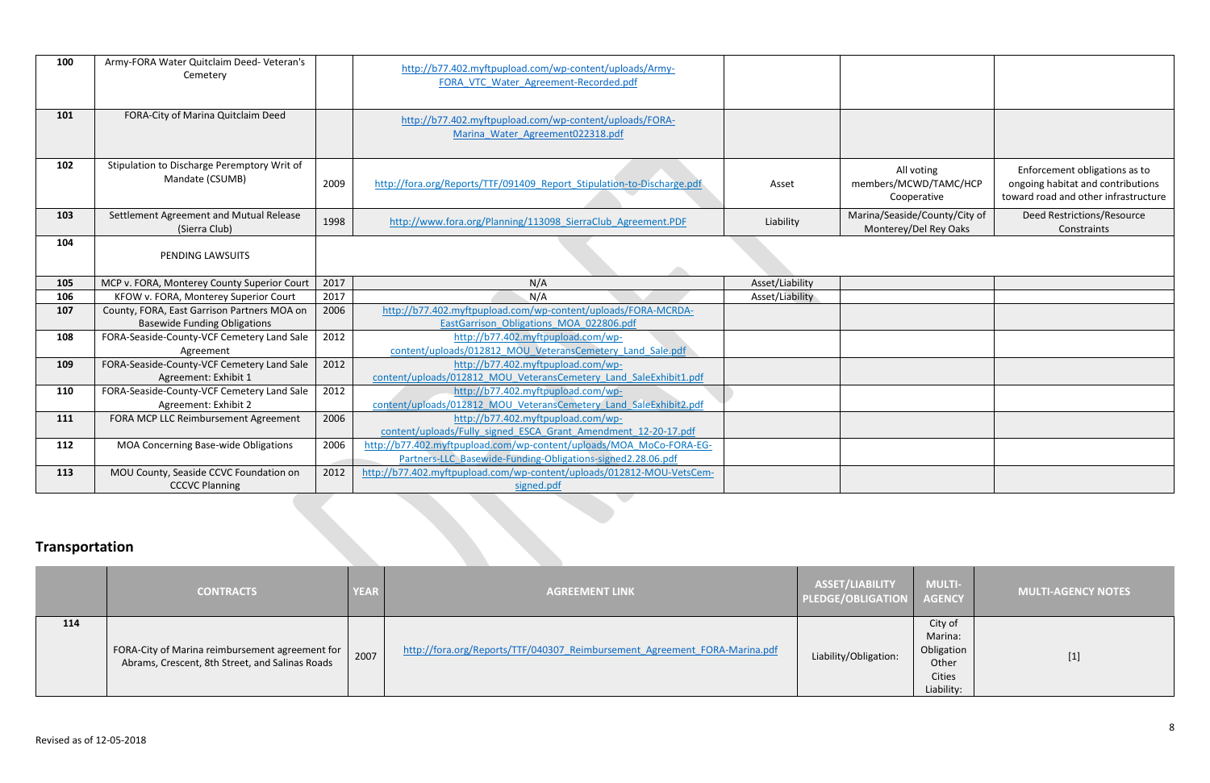| | | | | | | |
|---|---|---|---|---|---|---|
| **100** | Army-FORA Water Quitclaim Deed- Veteran's Cemetery | | http://b77.402.myftpupload.com/wp-content/uploads/Army-FORA_VTC_Water_Agreement-Recorded.pdf | | | |
| **101** | FORA-City of Marina Quitclaim Deed | | http://b77.402.myftpupload.com/wp-content/uploads/FORA-Marina_Water_Agreement022318.pdf | | | |
| **102** | Stipulation to Discharge Peremptory Writ of Mandate (CSUMB) | 2009 | http://fora.org/Reports/TTF/091409_Report_Stipulation-to-Discharge.pdf | Asset | All voting members/MCWD/TAMC/HCP Cooperative | Enforcement obligations as to ongoing habitat and contributions toward road and other infrastructure |
| **103** | Settlement Agreement and Mutual Release (Sierra Club) | 1998 | http://www.fora.org/Planning/113098_SierraClub_Agreement.PDF | Liability | Marina/Seaside/County/City of Monterey/Del Rey Oaks | Deed Restrictions/Resource Constraints |
| **104** | PENDING LAWSUITS | | | | | |
| **105** | MCP v. FORA, Monterey County Superior Court | 2017 | N/A | Asset/Liability | | |
| **106** | KFOW v. FORA, Monterey Superior Court | 2017 | N/A | Asset/Liability | | |
| **107** | County, FORA, East Garrison Partners MOA on Basewide Funding Obligations | 2006 | http://b77.402.myftpupload.com/wp-content/uploads/FORA-MCRDA-EastGarrison_Obligations_MOA_022806.pdf | | | |
| **108** | FORA-Seaside-County-VCF Cemetery Land Sale Agreement | 2012 | http://b77.402.myftpupload.com/wp-content/uploads/012812_MOU_VeteransCemetery_Land_Sale.pdf | | | |
| **109** | FORA-Seaside-County-VCF Cemetery Land Sale Agreement: Exhibit 1 | 2012 | http://b77.402.myftpupload.com/wp-content/uploads/012812_MOU_VeteransCemetery_Land_SaleExhibit1.pdf | | | |
| **110** | FORA-Seaside-County-VCF Cemetery Land Sale Agreement: Exhibit 2 | 2012 | http://b77.402.myftpupload.com/wp-content/uploads/012812_MOU_VeteransCemetery_Land_SaleExhibit2.pdf | | | |
| **111** | FORA MCP LLC Reimbursement Agreement | 2006 | http://b77.402.myftpupload.com/wp-content/uploads/Fully_signed_ESCA_Grant_Amendment_12-20-17.pdf | | | |
| **112** | MOA Concerning Base-wide Obligations | 2006 | http://b77.402.myftpupload.com/wp-content/uploads/MOA_MoCo-FORA-EG-Partners-LLC_Basewide-Funding-Obligations-signed2.28.06.pdf | | | |
| **113** | MOU County, Seaside CCVC Foundation on CCCVC Planning | 2012 | http://b77.402.myftpupload.com/wp-content/uploads/012812-MOU-VetsCem-signed.pdf | | | |

## Transportation

| | CONTRACTS | YEAR | AGREEMENT LINK | ASSET/LIABILITY PLEDGE/OBLIGATION | MULTI-AGENCY | MULTI-AGENCY NOTES |
|---|---|---|---|---|---|---|
| **114** | FORA-City of Marina reimbursement agreement for Abrams, Crescent, 8th Street, and Salinas Roads | 2007 | http://fora.org/Reports/TTF/040307_Reimbursement_Agreement_FORA-Marina.pdf | Liability/Obligation: | City of Marina: Obligation Other Cities Liability: | [1] |

Revised as of 12-05-2018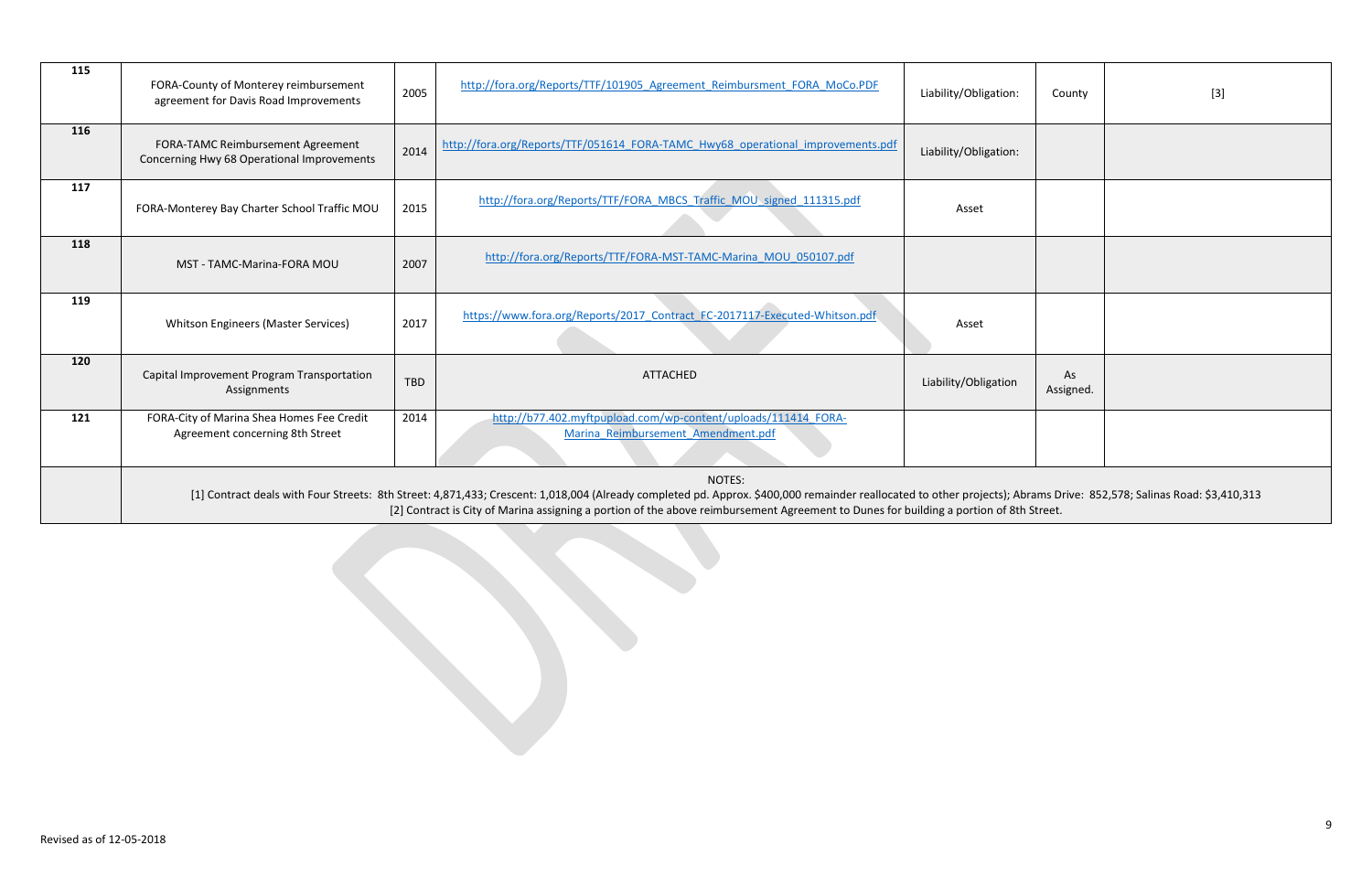| 115 | FORA-County of Monterey reimbursement agreement for Davis Road Improvements | 2005 | http://fora.org/Reports/TTF/101905_Agreement_Reimbursment_FORA_MoCo.PDF | Liability/Obligation: | County | [3] |
|---|---|---|---|---|---|---|
| 116 | FORA-TAMC Reimbursement Agreement Concerning Hwy 68 Operational Improvements | 2014 | http://fora.org/Reports/TTF/051614_FORA-TAMC_Hwy68_operational_improvements.pdf | Liability/Obligation: | | |
| 117 | FORA-Monterey Bay Charter School Traffic MOU | 2015 | http://fora.org/Reports/TTF/FORA_MBCS_Traffic_MOU_signed_111315.pdf | Asset | | |
| 118 | MST - TAMC-Marina-FORA MOU | 2007 | http://fora.org/Reports/TTF/FORA-MST-TAMC-Marina_MOU_050107.pdf | | | |
| 119 | Whitson Engineers (Master Services) | 2017 | https://www.fora.org/Reports/2017_Contract_FC-2017117-Executed-Whitson.pdf | Asset | | |
| 120 | Capital Improvement Program Transportation Assignments | TBD | ATTACHED | Liability/Obligation | As Assigned. | |
| 121 | FORA-City of Marina Shea Homes Fee Credit Agreement concerning 8th Street | 2014 | http://b77.402.myftpupload.com/wp-content/uploads/111414_FORA-Marina_Reimbursement_Amendment.pdf | | | |
| | NOTES: [1] Contract deals with Four Streets: 8th Street: 4,871,433; Crescent: 1,018,004 (Already completed pd. Approx. $400,000 remainder reallocated to other projects); Abrams Drive: 852,578; Salinas Road: $3,410,313 [2] Contract is City of Marina assigning a portion of the above reimbursement Agreement to Dunes for building a portion of 8th Street. | | | | | |

Revised as of 12-05-2018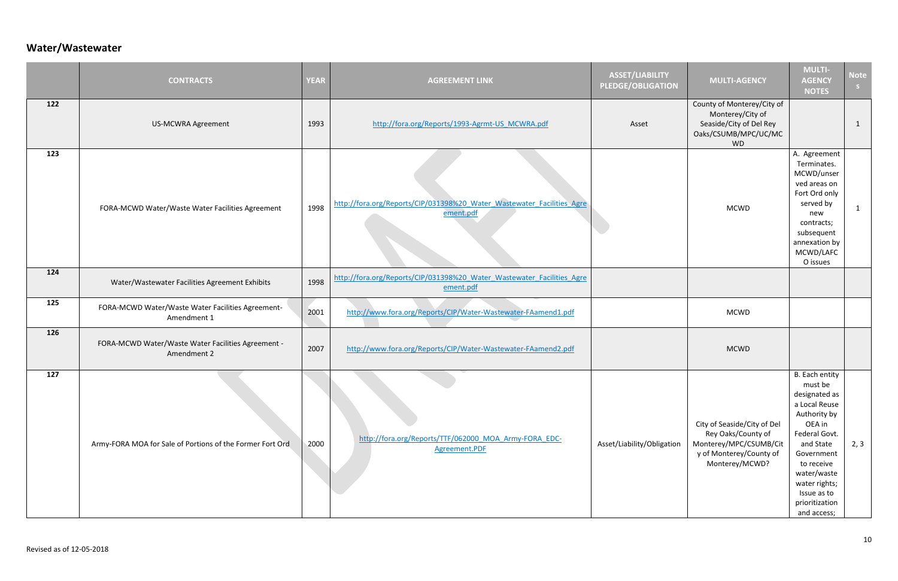## Water/Wastewater

| | CONTRACTS | YEAR | AGREEMENT LINK | ASSET/LIABILITY PLEDGE/OBLIGATION | MULTI-AGENCY | MULTI-AGENCY NOTES | Notes |
|---|---|---|---|---|---|---|---|
| 122 | US-MCWRA Agreement | 1993 | http://fora.org/Reports/1993-Agrmt-US_MCWRA.pdf | Asset | County of Monterey/City of Monterey/City of Seaside/City of Del Rey Oaks/CSUMB/MPC/UC/MCWD | | 1 |
| 123 | FORA-MCWD Water/Waste Water Facilities Agreement | 1998 | http://fora.org/Reports/CIP/031398%20_Water_Wastewater_Facilities_Agreement.pdf | | MCWD | A. Agreement Terminates. MCWD/unserved areas on Fort Ord only served by new contracts; subsequent annexation by MCWD/LAFCO issues | 1 |
| 124 | Water/Wastewater Facilities Agreement Exhibits | 1998 | http://fora.org/Reports/CIP/031398%20_Water_Wastewater_Facilities_Agreement.pdf | | | | |
| 125 | FORA-MCWD Water/Waste Water Facilities Agreement- Amendment 1 | 2001 | http://www.fora.org/Reports/CIP/Water-Wastewater-FAamend1.pdf | | MCWD | | |
| 126 | FORA-MCWD Water/Waste Water Facilities Agreement - Amendment 2 | 2007 | http://www.fora.org/Reports/CIP/Water-Wastewater-FAamend2.pdf | | MCWD | | |
| 127 | Army-FORA MOA for Sale of Portions of the Former Fort Ord | 2000 | http://fora.org/Reports/TTF/062000_MOA_Army-FORA_EDC-Agreement.PDF | Asset/Liability/Obligation | City of Seaside/City of Del Rey Oaks/County of Monterey/MPC/CSUMB/City of Monterey/County of Monterey/MCWD? | B. Each entity must be designated as a Local Reuse Authority by OEA in Federal Govt. and State Government to receive water/waste water rights; Issue as to prioritization and access; | 2, 3 |

Revised as of 12-05-2018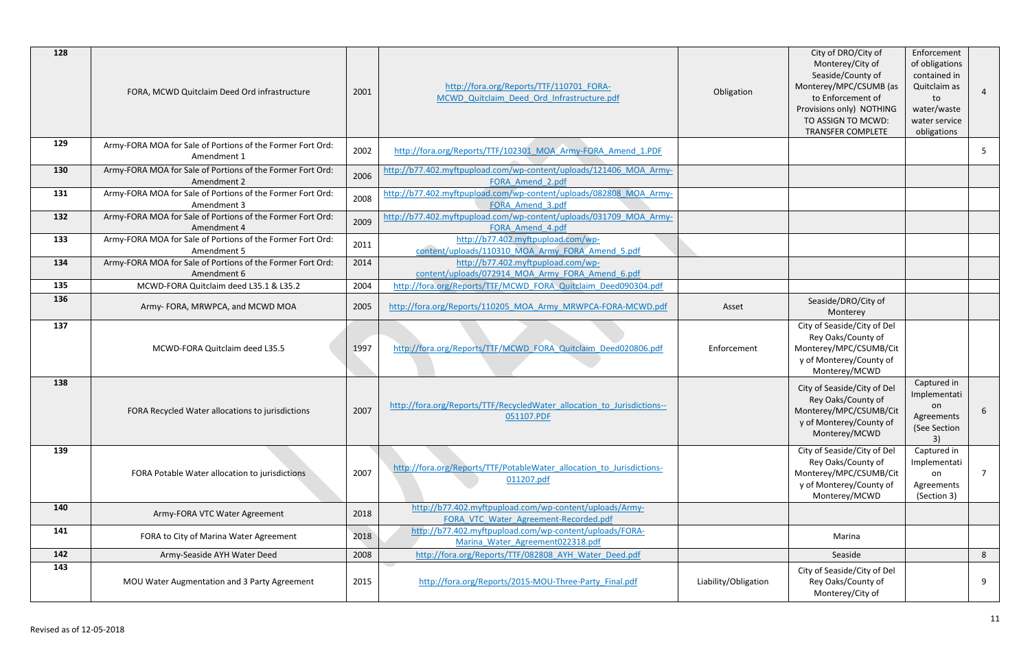| 128 | FORA, MCWD Quitclaim Deed Ord infrastructure | 2001 | http://fora.org/Reports/TTF/110701_FORA-MCWD_Quitclaim_Deed_Ord_Infrastructure.pdf | Obligation | City of DRO/City of Monterey/City of Seaside/County of Monterey/MPC/CSUMB (as to Enforcement of Provisions only) NOTHING TO ASSIGN TO MCWD: TRANSFER COMPLETE | Enforcement of obligations contained in Quitclaim as to water/waste water service obligations | 4 |
|---|---|---|---|---|---|---|---|
| 129 | Army-FORA MOA for Sale of Portions of the Former Fort Ord: Amendment 1 | 2002 | http://fora.org/Reports/TTF/102301_MOA_Army-FORA_Amend_1.PDF | | | | 5 |
| 130 | Army-FORA MOA for Sale of Portions of the Former Fort Ord: Amendment 2 | 2006 | http://b77.402.myftpupload.com/wp-content/uploads/121406_MOA_Army-FORA_Amend_2.pdf | | | | |
| 131 | Army-FORA MOA for Sale of Portions of the Former Fort Ord: Amendment 3 | 2008 | http://b77.402.myftpupload.com/wp-content/uploads/082808_MOA_Army-FORA_Amend_3.pdf | | | | |
| 132 | Army-FORA MOA for Sale of Portions of the Former Fort Ord: Amendment 4 | 2009 | http://b77.402.myftpupload.com/wp-content/uploads/031709_MOA_Army-FORA_Amend_4.pdf | | | | |
| 133 | Army-FORA MOA for Sale of Portions of the Former Fort Ord: Amendment 5 | 2011 | http://b77.402.myftpupload.com/wp-content/uploads/110310_MOA_Army_FORA_Amend_5.pdf | | | | |
| 134 | Army-FORA MOA for Sale of Portions of the Former Fort Ord: Amendment 6 | 2014 | http://b77.402.myftpupload.com/wp-content/uploads/072914_MOA_Army_FORA_Amend_6.pdf | | | | |
| 135 | MCWD-FORA Quitclaim deed L35.1 & L35.2 | 2004 | http://fora.org/Reports/TTF/MCWD_FORA_Quitclaim_Deed090304.pdf | | | | |
| 136 | Army- FORA, MRWPCA, and MCWD MOA | 2005 | http://fora.org/Reports/110205_MOA_Army_MRWPCA-FORA-MCWD.pdf | Asset | Seaside/DRO/City of Monterey | | |
| 137 | MCWD-FORA Quitclaim deed L35.5 | 1997 | http://fora.org/Reports/TTF/MCWD_FORA_Quitclaim_Deed020806.pdf | Enforcement | City of Seaside/City of Del Rey Oaks/County of Monterey/MPC/CSUMB/City of Monterey/County of Monterey/MCWD | | |
| 138 | FORA Recycled Water allocations to jurisdictions | 2007 | http://fora.org/Reports/TTF/RecycledWater_allocation_to_Jurisdictions--051107.PDF | | City of Seaside/City of Del Rey Oaks/County of Monterey/MPC/CSUMB/City of Monterey/County of Monterey/MCWD | Captured in Implementation Agreements (See Section 3) | 6 |
| 139 | FORA Potable Water allocation to jurisdictions | 2007 | http://fora.org/Reports/TTF/PotableWater_allocation_to_Jurisdictions-011207.pdf | | City of Seaside/City of Del Rey Oaks/County of Monterey/MPC/CSUMB/City of Monterey/County of Monterey/MCWD | Captured in Implementation Agreements (Section 3) | 7 |
| 140 | Army-FORA VTC Water Agreement | 2018 | http://b77.402.myftpupload.com/wp-content/uploads/Army-FORA_VTC_Water_Agreement-Recorded.pdf | | | | |
| 141 | FORA to City of Marina Water Agreement | 2018 | http://b77.402.myftpupload.com/wp-content/uploads/FORA-Marina_Water_Agreement022318.pdf | | Marina | | |
| 142 | Army-Seaside AYH Water Deed | 2008 | http://fora.org/Reports/TTF/082808_AYH_Water_Deed.pdf | | Seaside | | 8 |
| 143 | MOU Water Augmentation and 3 Party Agreement | 2015 | http://fora.org/Reports/2015-MOU-Three-Party_Final.pdf | Liability/Obligation | City of Seaside/City of Del Rey Oaks/County of Monterey/City of | | 9 |

Revised as of 12-05-2018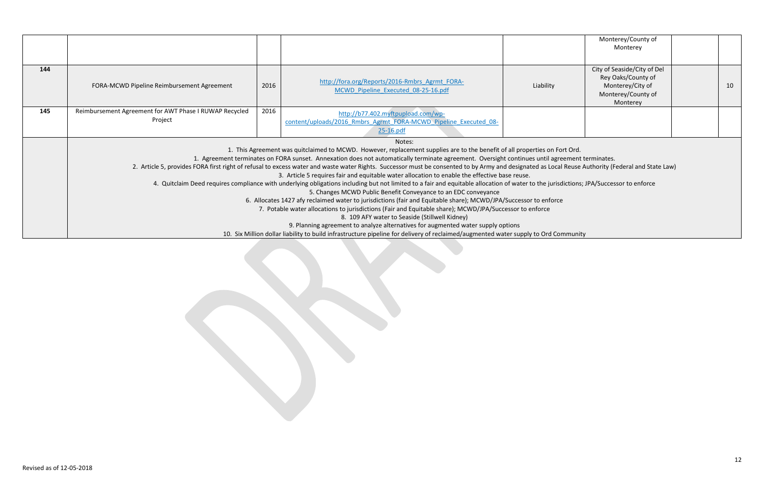| | | | | | | | |
|---|---|---|---|---|---|---|---|
| | | | | | Monterey/County of Monterey | | |
| **144** | FORA-MCWD Pipeline Reimbursement Agreement | 2016 | http://fora.org/Reports/2016-Rmbrs_Agrmt_FORA-MCWD_Pipeline_Executed_08-25-16.pdf | Liability | City of Seaside/City of Del Rey Oaks/County of Monterey/City of Monterey/County of Monterey | | 10 |
| **145** | Reimbursement Agreement for AWT Phase I RUWAP Recycled Project | 2016 | http://b77.402.myftpupload.com/wp-content/uploads/2016_Rmbrs_Agrmt_FORA-MCWD_Pipeline_Executed_08-25-16.pdf | | | | |
| | Notes:<br>1. This Agreement was quitclaimed to MCWD. However, replacement supplies are to the benefit of all properties on Fort Ord.<br>1. Agreement terminates on FORA sunset. Annexation does not automatically terminate agreement. Oversight continues until agreement terminates.<br>2. Article 5, provides FORA first right of refusal to excess water and waste water Rights. Successor must be consented to by Army and designated as Local Reuse Authority (Federal and State Law)<br>3. Article 5 requires fair and equitable water allocation to enable the effective base reuse.<br>4. Quitclaim Deed requires compliance with underlying obligations including but not limited to a fair and equitable allocation of water to the jurisdictions; JPA/Successor to enforce<br>5. Changes MCWD Public Benefit Conveyance to an EDC conveyance<br>6. Allocates 1427 afy reclaimed water to jurisdictions (fair and Equitable share); MCWD/JPA/Successor to enforce<br>7. Potable water allocations to jurisdictions (Fair and Equitable share); MCWD/JPA/Successor to enforce<br>8. 109 AFY water to Seaside (Stillwell Kidney)<br>9. Planning agreement to analyze alternatives for augmented water supply options<br>10. Six Million dollar liability to build infrastructure pipeline for delivery of reclaimed/augmented water supply to Ord Community | | | | | | |

Revised as of 12-05-2018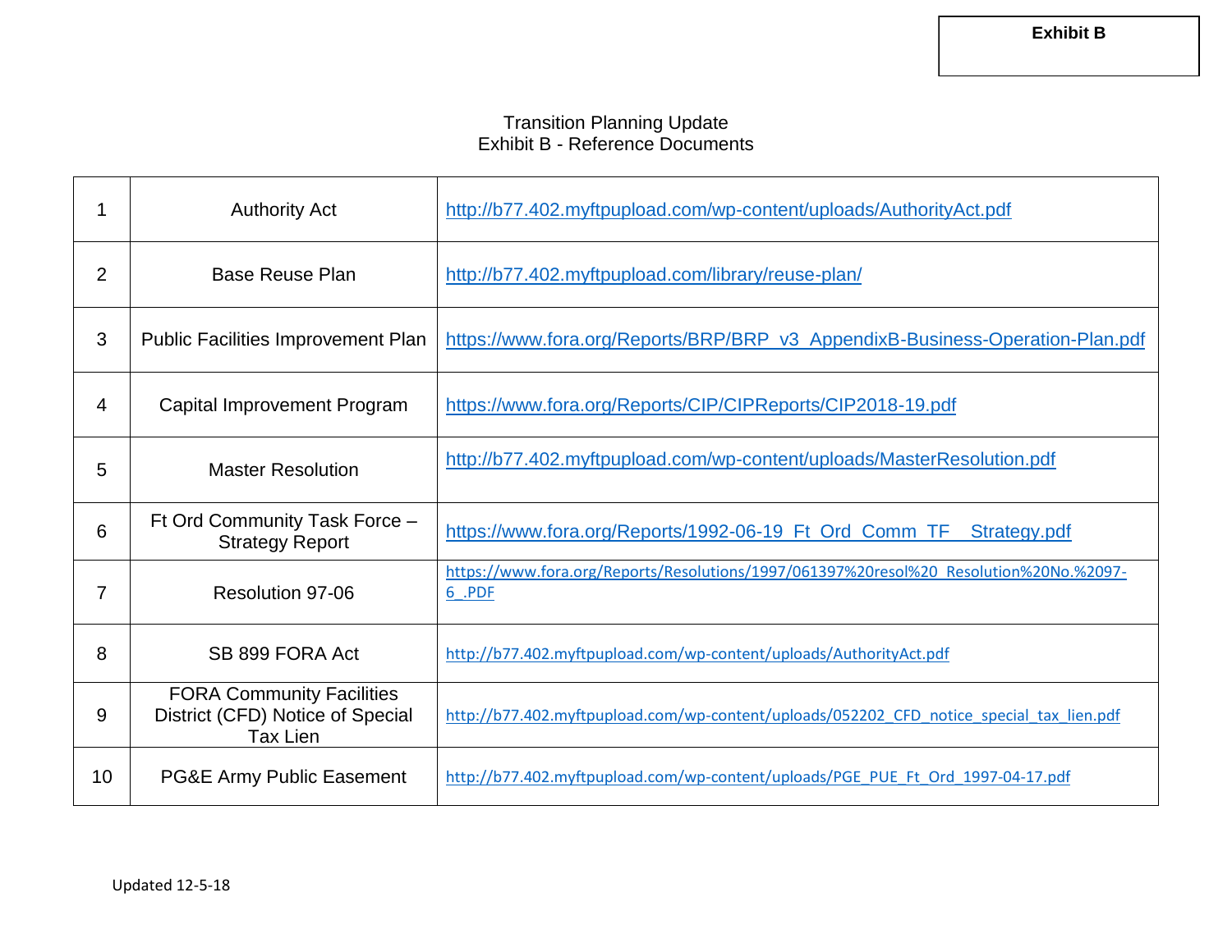**Exhibit B**

Transition Planning Update
Exhibit B - Reference Documents

| | | |
|---|---|---|
| 1 | Authority Act | http://b77.402.myftpupload.com/wp-content/uploads/AuthorityAct.pdf |
| 2 | Base Reuse Plan | http://b77.402.myftpupload.com/library/reuse-plan/ |
| 3 | Public Facilities Improvement Plan | https://www.fora.org/Reports/BRP/BRP_v3_AppendixB-Business-Operation-Plan.pdf |
| 4 | Capital Improvement Program | https://www.fora.org/Reports/CIP/CIPReports/CIP2018-19.pdf |
| 5 | Master Resolution | http://b77.402.myftpupload.com/wp-content/uploads/MasterResolution.pdf |
| 6 | Ft Ord Community Task Force – Strategy Report | https://www.fora.org/Reports/1992-06-19_Ft_Ord_Comm_TF__Strategy.pdf |
| 7 | Resolution 97-06 | https://www.fora.org/Reports/Resolutions/1997/061397%20resol%20_Resolution%20No.%2097-6_.PDF |
| 8 | SB 899 FORA Act | http://b77.402.myftpupload.com/wp-content/uploads/AuthorityAct.pdf |
| 9 | FORA Community Facilities District (CFD) Notice of Special Tax Lien | http://b77.402.myftpupload.com/wp-content/uploads/052202_CFD_notice_special_tax_lien.pdf |
| 10 | PG&E Army Public Easement | http://b77.402.myftpupload.com/wp-content/uploads/PGE_PUE_Ft_Ord_1997-04-17.pdf |

Updated 12-5-18